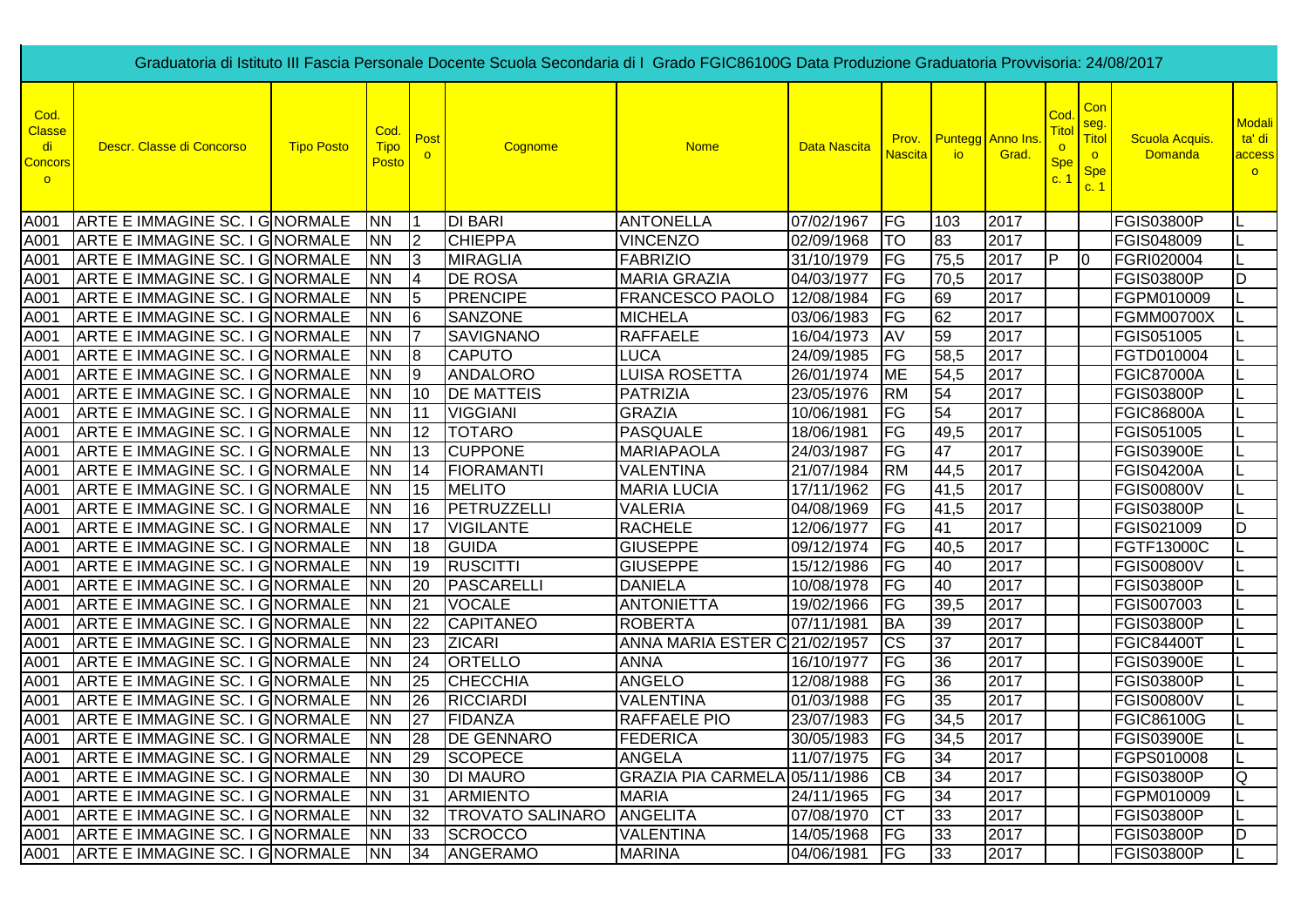Graduatoria di Istituto III Fascia Personale Docente Scuola Secondaria di I Grado FGIC86100G Data Produzione Graduatoria Provvisoria: 24/08/2017

| Cod. Classe di Concorso | Descr. Classe di Concorso | Tipo Posto | Cod. Tipo Posto | Posto | Cognome | Nome | Data Nascita | Prov. Nascita | Punteggio | Anno Ins. Grad. | Cod. Titolo Spec. 1 | Con seg. Titolo Spec. 1 | Scuola Acquis. Domanda | Modalita' di accesso |
|---|---|---|---|---|---|---|---|---|---|---|---|---|---|---|
| A001 | ARTE E IMMAGINE SC. I G | NORMALE | NN | 1 | DI BARI | ANTONELLA | 07/02/1967 | FG | 103 | 2017 | | | FGIS03800P | L |
| A001 | ARTE E IMMAGINE SC. I G | NORMALE | NN | 2 | CHIEPPA | VINCENZO | 02/09/1968 | TO | 83 | 2017 | | | FGIS048009 | L |
| A001 | ARTE E IMMAGINE SC. I G | NORMALE | NN | 3 | MIRAGLIA | FABRIZIO | 31/10/1979 | FG | 75,5 | 2017 | P | 0 | FGRI020004 | L |
| A001 | ARTE E IMMAGINE SC. I G | NORMALE | NN | 4 | DE ROSA | MARIA GRAZIA | 04/03/1977 | FG | 70,5 | 2017 | | | FGIS03800P | D |
| A001 | ARTE E IMMAGINE SC. I G | NORMALE | NN | 5 | PRENCIPE | FRANCESCO PAOLO | 12/08/1984 | FG | 69 | 2017 | | | FGPM010009 | L |
| A001 | ARTE E IMMAGINE SC. I G | NORMALE | NN | 6 | SANZONE | MICHELA | 03/06/1983 | FG | 62 | 2017 | | | FGMM00700X | L |
| A001 | ARTE E IMMAGINE SC. I G | NORMALE | NN | 7 | SAVIGNANO | RAFFAELE | 16/04/1973 | AV | 59 | 2017 | | | FGIS051005 | L |
| A001 | ARTE E IMMAGINE SC. I G | NORMALE | NN | 8 | CAPUTO | LUCA | 24/09/1985 | FG | 58,5 | 2017 | | | FGTD010004 | L |
| A001 | ARTE E IMMAGINE SC. I G | NORMALE | NN | 9 | ANDALORO | LUISA ROSETTA | 26/01/1974 | ME | 54,5 | 2017 | | | FGIC87000A | L |
| A001 | ARTE E IMMAGINE SC. I G | NORMALE | NN | 10 | DE MATTEIS | PATRIZIA | 23/05/1976 | RM | 54 | 2017 | | | FGIS03800P | L |
| A001 | ARTE E IMMAGINE SC. I G | NORMALE | NN | 11 | VIGGIANI | GRAZIA | 10/06/1981 | FG | 54 | 2017 | | | FGIC86800A | L |
| A001 | ARTE E IMMAGINE SC. I G | NORMALE | NN | 12 | TOTARO | PASQUALE | 18/06/1981 | FG | 49,5 | 2017 | | | FGIS051005 | L |
| A001 | ARTE E IMMAGINE SC. I G | NORMALE | NN | 13 | CUPPONE | MARIAPAOLA | 24/03/1987 | FG | 47 | 2017 | | | FGIS03900E | L |
| A001 | ARTE E IMMAGINE SC. I G | NORMALE | NN | 14 | FIORAMANTI | VALENTINA | 21/07/1984 | RM | 44,5 | 2017 | | | FGIS04200A | L |
| A001 | ARTE E IMMAGINE SC. I G | NORMALE | NN | 15 | MELITO | MARIA LUCIA | 17/11/1962 | FG | 41,5 | 2017 | | | FGIS00800V | L |
| A001 | ARTE E IMMAGINE SC. I G | NORMALE | NN | 16 | PETRUZZELLI | VALERIA | 04/08/1969 | FG | 41,5 | 2017 | | | FGIS03800P | L |
| A001 | ARTE E IMMAGINE SC. I G | NORMALE | NN | 17 | VIGILANTE | RACHELE | 12/06/1977 | FG | 41 | 2017 | | | FGIS021009 | D |
| A001 | ARTE E IMMAGINE SC. I G | NORMALE | NN | 18 | GUIDA | GIUSEPPE | 09/12/1974 | FG | 40,5 | 2017 | | | FGTF13000C | L |
| A001 | ARTE E IMMAGINE SC. I G | NORMALE | NN | 19 | RUSCITTI | GIUSEPPE | 15/12/1986 | FG | 40 | 2017 | | | FGIS00800V | L |
| A001 | ARTE E IMMAGINE SC. I G | NORMALE | NN | 20 | PASCARELLI | DANIELA | 10/08/1978 | FG | 40 | 2017 | | | FGIS03800P | L |
| A001 | ARTE E IMMAGINE SC. I G | NORMALE | NN | 21 | VOCALE | ANTONIETTA | 19/02/1966 | FG | 39,5 | 2017 | | | FGIS007003 | L |
| A001 | ARTE E IMMAGINE SC. I G | NORMALE | NN | 22 | CAPITANEO | ROBERTA | 07/11/1981 | BA | 39 | 2017 | | | FGIS03800P | L |
| A001 | ARTE E IMMAGINE SC. I G | NORMALE | NN | 23 | ZICARI | ANNA MARIA ESTER C | 21/02/1957 | CS | 37 | 2017 | | | FGIC84400T | L |
| A001 | ARTE E IMMAGINE SC. I G | NORMALE | NN | 24 | ORTELLO | ANNA | 16/10/1977 | FG | 36 | 2017 | | | FGIS03900E | L |
| A001 | ARTE E IMMAGINE SC. I G | NORMALE | NN | 25 | CHECCHIA | ANGELO | 12/08/1988 | FG | 36 | 2017 | | | FGIS03800P | L |
| A001 | ARTE E IMMAGINE SC. I G | NORMALE | NN | 26 | RICCIARDI | VALENTINA | 01/03/1988 | FG | 35 | 2017 | | | FGIS00800V | L |
| A001 | ARTE E IMMAGINE SC. I G | NORMALE | NN | 27 | FIDANZA | RAFFAELE PIO | 23/07/1983 | FG | 34,5 | 2017 | | | FGIC86100G | L |
| A001 | ARTE E IMMAGINE SC. I G | NORMALE | NN | 28 | DE GENNARO | FEDERICA | 30/05/1983 | FG | 34,5 | 2017 | | | FGIS03900E | L |
| A001 | ARTE E IMMAGINE SC. I G | NORMALE | NN | 29 | SCOPECE | ANGELA | 11/07/1975 | FG | 34 | 2017 | | | FGPS010008 | L |
| A001 | ARTE E IMMAGINE SC. I G | NORMALE | NN | 30 | DI MAURO | GRAZIA PIA CARMELA | 05/11/1986 | CB | 34 | 2017 | | | FGIS03800P | Q |
| A001 | ARTE E IMMAGINE SC. I G | NORMALE | NN | 31 | ARMIENTO | MARIA | 24/11/1965 | FG | 34 | 2017 | | | FGPM010009 | L |
| A001 | ARTE E IMMAGINE SC. I G | NORMALE | NN | 32 | TROVATO SALINARO | ANGELITA | 07/08/1970 | CT | 33 | 2017 | | | FGIS03800P | L |
| A001 | ARTE E IMMAGINE SC. I G | NORMALE | NN | 33 | SCROCCO | VALENTINA | 14/05/1968 | FG | 33 | 2017 | | | FGIS03800P | D |
| A001 | ARTE E IMMAGINE SC. I G | NORMALE | NN | 34 | ANGERAMO | MARINA | 04/06/1981 | FG | 33 | 2017 | | | FGIS03800P | L |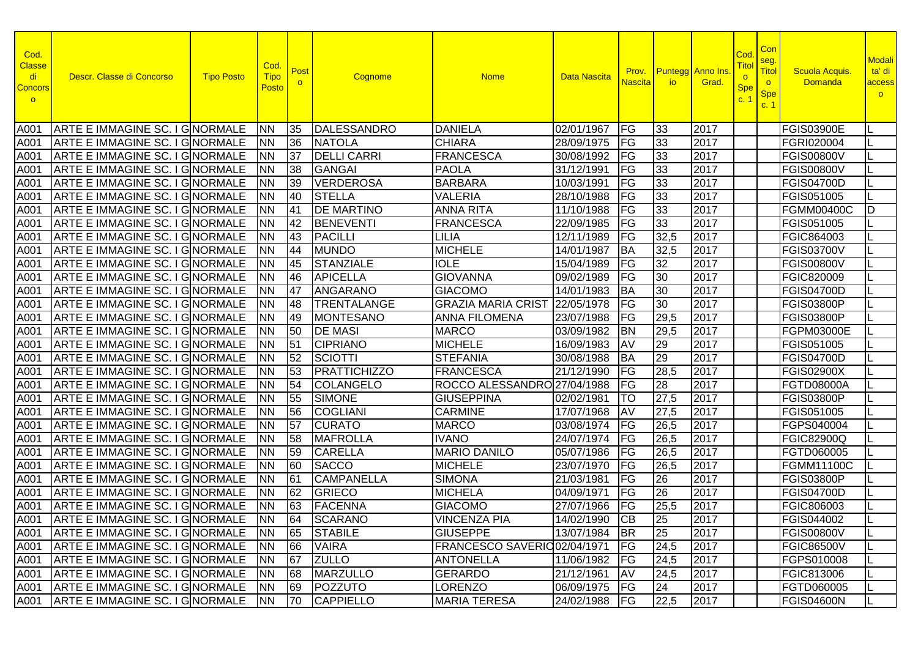| Cod. Classe di Concorso | Descr. Classe di Concorso | Tipo Posto | Cod. Tipo Posto | Posto | Cognome | Nome | Data Nascita | Prov. Nascita | Punteggio | Anno Ins. Grad. | Cod. Titolo Spec. 1 | Con seg. Titolo Spec. 1 | Scuola Acquis. Domanda | Modalità di accesso |
|---|---|---|---|---|---|---|---|---|---|---|---|---|---|---|
| A001 | ARTE E IMMAGINE SC. I G | NORMALE | NN | 35 | DALESSANDRO | DANIELA | 02/01/1967 | FG | 33 | 2017 | | | FGIS03900E | L |
| A001 | ARTE E IMMAGINE SC. I G | NORMALE | NN | 36 | NATOLA | CHIARA | 28/09/1975 | FG | 33 | 2017 | | | FGRI020004 | L |
| A001 | ARTE E IMMAGINE SC. I G | NORMALE | NN | 37 | DELLI CARRI | FRANCESCA | 30/08/1992 | FG | 33 | 2017 | | | FGIS00800V | L |
| A001 | ARTE E IMMAGINE SC. I G | NORMALE | NN | 38 | GANGAI | PAOLA | 31/12/1991 | FG | 33 | 2017 | | | FGIS00800V | L |
| A001 | ARTE E IMMAGINE SC. I G | NORMALE | NN | 39 | VERDEROSA | BARBARA | 10/03/1991 | FG | 33 | 2017 | | | FGIS04700D | L |
| A001 | ARTE E IMMAGINE SC. I G | NORMALE | NN | 40 | STELLA | VALERIA | 28/10/1988 | FG | 33 | 2017 | | | FGIS051005 | L |
| A001 | ARTE E IMMAGINE SC. I G | NORMALE | NN | 41 | DE MARTINO | ANNA RITA | 11/10/1988 | FG | 33 | 2017 | | | FGMM00400C | D |
| A001 | ARTE E IMMAGINE SC. I G | NORMALE | NN | 42 | BENEVENTI | FRANCESCA | 22/09/1985 | FG | 33 | 2017 | | | FGIS051005 | L |
| A001 | ARTE E IMMAGINE SC. I G | NORMALE | NN | 43 | PACILLI | LILIA | 12/11/1989 | FG | 32,5 | 2017 | | | FGIC864003 | L |
| A001 | ARTE E IMMAGINE SC. I G | NORMALE | NN | 44 | MUNDO | MICHELE | 14/01/1987 | BA | 32,5 | 2017 | | | FGIS03700V | L |
| A001 | ARTE E IMMAGINE SC. I G | NORMALE | NN | 45 | STANZIALE | IOLE | 15/04/1989 | FG | 32 | 2017 | | | FGIS00800V | L |
| A001 | ARTE E IMMAGINE SC. I G | NORMALE | NN | 46 | APICELLA | GIOVANNA | 09/02/1989 | FG | 30 | 2017 | | | FGIC820009 | L |
| A001 | ARTE E IMMAGINE SC. I G | NORMALE | NN | 47 | ANGARANO | GIACOMO | 14/01/1983 | BA | 30 | 2017 | | | FGIS04700D | L |
| A001 | ARTE E IMMAGINE SC. I G | NORMALE | NN | 48 | TRENTALANGE | GRAZIA MARIA CRIST | 22/05/1978 | FG | 30 | 2017 | | | FGIS03800P | L |
| A001 | ARTE E IMMAGINE SC. I G | NORMALE | NN | 49 | MONTESANO | ANNA FILOMENA | 23/07/1988 | FG | 29,5 | 2017 | | | FGIS03800P | L |
| A001 | ARTE E IMMAGINE SC. I G | NORMALE | NN | 50 | DE MASI | MARCO | 03/09/1982 | BN | 29,5 | 2017 | | | FGPM03000E | L |
| A001 | ARTE E IMMAGINE SC. I G | NORMALE | NN | 51 | CIPRIANO | MICHELE | 16/09/1983 | AV | 29 | 2017 | | | FGIS051005 | L |
| A001 | ARTE E IMMAGINE SC. I G | NORMALE | NN | 52 | SCIOTTI | STEFANIA | 30/08/1988 | BA | 29 | 2017 | | | FGIS04700D | L |
| A001 | ARTE E IMMAGINE SC. I G | NORMALE | NN | 53 | PRATTICHIZZO | FRANCESCA | 21/12/1990 | FG | 28,5 | 2017 | | | FGIS02900X | L |
| A001 | ARTE E IMMAGINE SC. I G | NORMALE | NN | 54 | COLANGELO | ROCCO ALESSANDRO | 27/04/1988 | FG | 28 | 2017 | | | FGTD08000A | L |
| A001 | ARTE E IMMAGINE SC. I G | NORMALE | NN | 55 | SIMONE | GIUSEPPINA | 02/02/1981 | TO | 27,5 | 2017 | | | FGIS03800P | L |
| A001 | ARTE E IMMAGINE SC. I G | NORMALE | NN | 56 | COGLIANI | CARMINE | 17/07/1968 | AV | 27,5 | 2017 | | | FGIS051005 | L |
| A001 | ARTE E IMMAGINE SC. I G | NORMALE | NN | 57 | CURATO | MARCO | 03/08/1974 | FG | 26,5 | 2017 | | | FGPS040004 | L |
| A001 | ARTE E IMMAGINE SC. I G | NORMALE | NN | 58 | MAFROLLA | IVANO | 24/07/1974 | FG | 26,5 | 2017 | | | FGIC82900Q | L |
| A001 | ARTE E IMMAGINE SC. I G | NORMALE | NN | 59 | CARELLA | MARIO DANILO | 05/07/1986 | FG | 26,5 | 2017 | | | FGTD060005 | L |
| A001 | ARTE E IMMAGINE SC. I G | NORMALE | NN | 60 | SACCO | MICHELE | 23/07/1970 | FG | 26,5 | 2017 | | | FGMM11100C | L |
| A001 | ARTE E IMMAGINE SC. I G | NORMALE | NN | 61 | CAMPANELLA | SIMONA | 21/03/1981 | FG | 26 | 2017 | | | FGIS03800P | L |
| A001 | ARTE E IMMAGINE SC. I G | NORMALE | NN | 62 | GRIECO | MICHELA | 04/09/1971 | FG | 26 | 2017 | | | FGIS04700D | L |
| A001 | ARTE E IMMAGINE SC. I G | NORMALE | NN | 63 | FACENNA | GIACOMO | 27/07/1966 | FG | 25,5 | 2017 | | | FGIC806003 | L |
| A001 | ARTE E IMMAGINE SC. I G | NORMALE | NN | 64 | SCARANO | VINCENZA PIA | 14/02/1990 | CB | 25 | 2017 | | | FGIS044002 | L |
| A001 | ARTE E IMMAGINE SC. I G | NORMALE | NN | 65 | STABILE | GIUSEPPE | 13/07/1984 | BR | 25 | 2017 | | | FGIS00800V | L |
| A001 | ARTE E IMMAGINE SC. I G | NORMALE | NN | 66 | VAIRA | FRANCESCO SAVERIO | 02/04/1971 | FG | 24,5 | 2017 | | | FGIC86500V | L |
| A001 | ARTE E IMMAGINE SC. I G | NORMALE | NN | 67 | ZULLO | ANTONELLA | 11/06/1982 | FG | 24,5 | 2017 | | | FGPS010008 | L |
| A001 | ARTE E IMMAGINE SC. I G | NORMALE | NN | 68 | MARZULLO | GERARDO | 21/12/1961 | AV | 24,5 | 2017 | | | FGIC813006 | L |
| A001 | ARTE E IMMAGINE SC. I G | NORMALE | NN | 69 | POZZUTO | LORENZO | 06/09/1975 | FG | 24 | 2017 | | | FGTD060005 | L |
| A001 | ARTE E IMMAGINE SC. I G | NORMALE | NN | 70 | CAPPIELLO | MARIA TERESA | 24/02/1988 | FG | 22,5 | 2017 | | | FGIS04600N | L |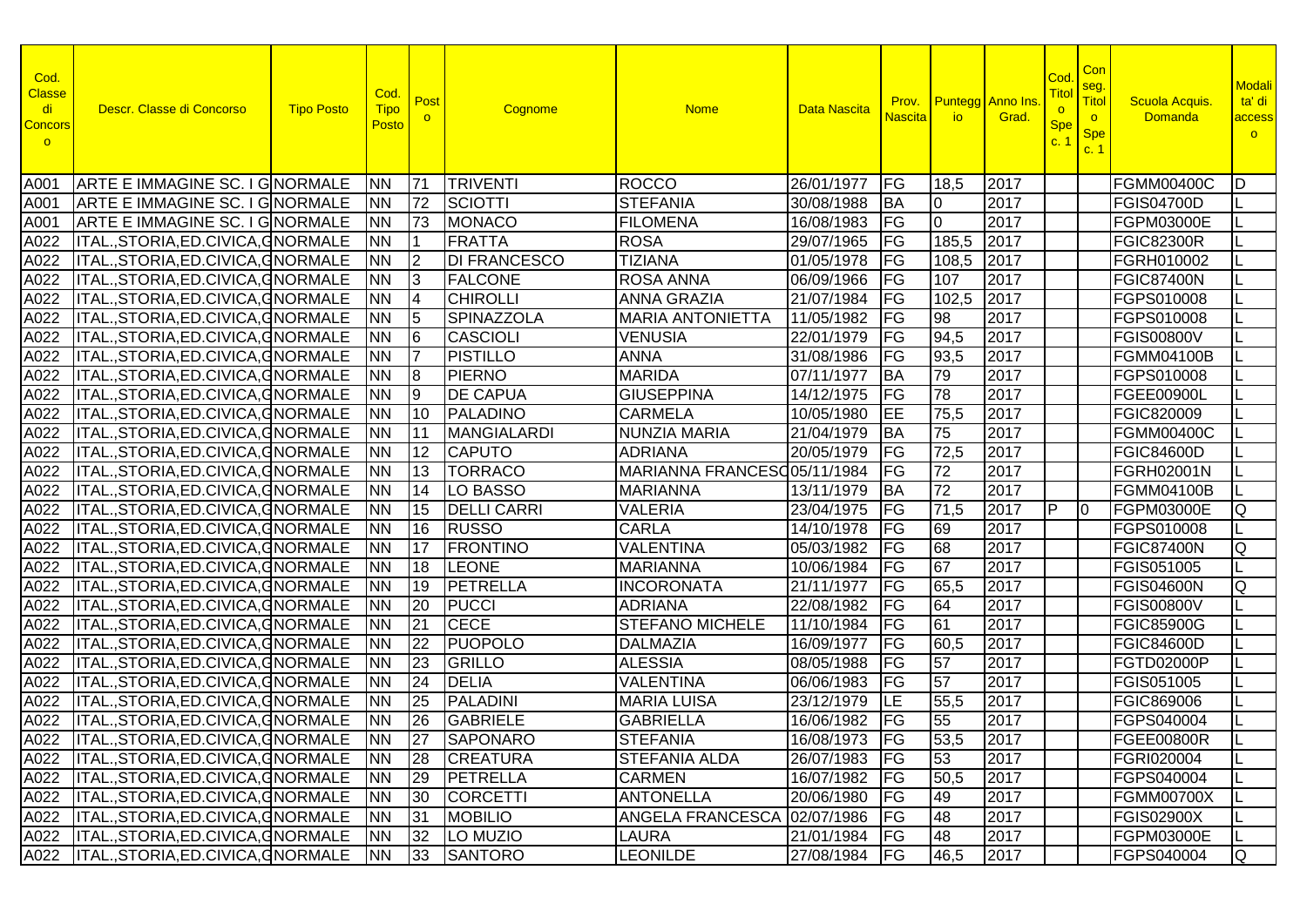| Cod. Classe di Concorso | Descr. Classe di Concorso | Tipo Posto | Cod. Tipo Posto | Posto | Cognome | Nome | Data Nascita | Prov. Nascita | Punteggio | Anno Ins. Grad. | Cod. Titolo Spec. 1 | Conseg. Titolo Spec. 1 | Scuola Acquis. Domanda | Modalita' di accesso |
|---|---|---|---|---|---|---|---|---|---|---|---|---|---|---|
| A001 | ARTE E IMMAGINE SC. I G | NORMALE | NN | 71 | TRIVENTI | ROCCO | 26/01/1977 | FG | 18,5 | 2017 | | | FGMM00400C | D |
| A001 | ARTE E IMMAGINE SC. I G | NORMALE | NN | 72 | SCIOTTI | STEFANIA | 30/08/1988 | BA | 0 | 2017 | | | FGIS04700D | L |
| A001 | ARTE E IMMAGINE SC. I G | NORMALE | NN | 73 | MONACO | FILOMENA | 16/08/1983 | FG | 0 | 2017 | | | FGPM03000E | L |
| A022 | ITAL.,STORIA,ED.CIVICA,G | NORMALE | NN | 1 | FRATTA | ROSA | 29/07/1965 | FG | 185,5 | 2017 | | | FGIC82300R | L |
| A022 | ITAL.,STORIA,ED.CIVICA,G | NORMALE | NN | 2 | DI FRANCESCO | TIZIANA | 01/05/1978 | FG | 108,5 | 2017 | | | FGRH010002 | L |
| A022 | ITAL.,STORIA,ED.CIVICA,G | NORMALE | NN | 3 | FALCONE | ROSA ANNA | 06/09/1966 | FG | 107 | 2017 | | | FGIC87400N | L |
| A022 | ITAL.,STORIA,ED.CIVICA,G | NORMALE | NN | 4 | CHIROLLI | ANNA GRAZIA | 21/07/1984 | FG | 102,5 | 2017 | | | FGPS010008 | L |
| A022 | ITAL.,STORIA,ED.CIVICA,G | NORMALE | NN | 5 | SPINAZZOLA | MARIA ANTONIETTA | 11/05/1982 | FG | 98 | 2017 | | | FGPS010008 | L |
| A022 | ITAL.,STORIA,ED.CIVICA,G | NORMALE | NN | 6 | CASCIOLI | VENUSIA | 22/01/1979 | FG | 94,5 | 2017 | | | FGIS00800V | L |
| A022 | ITAL.,STORIA,ED.CIVICA,G | NORMALE | NN | 7 | PISTILLO | ANNA | 31/08/1986 | FG | 93,5 | 2017 | | | FGMM04100B | L |
| A022 | ITAL.,STORIA,ED.CIVICA,G | NORMALE | NN | 8 | PIERNO | MARIDA | 07/11/1977 | BA | 79 | 2017 | | | FGPS010008 | L |
| A022 | ITAL.,STORIA,ED.CIVICA,G | NORMALE | NN | 9 | DE CAPUA | GIUSEPPINA | 14/12/1975 | FG | 78 | 2017 | | | FGEE00900L | L |
| A022 | ITAL.,STORIA,ED.CIVICA,G | NORMALE | NN | 10 | PALADINO | CARMELA | 10/05/1980 | EE | 75,5 | 2017 | | | FGIC820009 | L |
| A022 | ITAL.,STORIA,ED.CIVICA,G | NORMALE | NN | 11 | MANGIALARDI | NUNZIA MARIA | 21/04/1979 | BA | 75 | 2017 | | | FGMM00400C | L |
| A022 | ITAL.,STORIA,ED.CIVICA,G | NORMALE | NN | 12 | CAPUTO | ADRIANA | 20/05/1979 | FG | 72,5 | 2017 | | | FGIC84600D | L |
| A022 | ITAL.,STORIA,ED.CIVICA,G | NORMALE | NN | 13 | TORRACO | MARIANNA FRANCESC | 05/11/1984 | FG | 72 | 2017 | | | FGRH02001N | L |
| A022 | ITAL.,STORIA,ED.CIVICA,G | NORMALE | NN | 14 | LO BASSO | MARIANNA | 13/11/1979 | BA | 72 | 2017 | | | FGMM04100B | L |
| A022 | ITAL.,STORIA,ED.CIVICA,G | NORMALE | NN | 15 | DELLI CARRI | VALERIA | 23/04/1975 | FG | 71,5 | 2017 | P | 0 | FGPM03000E | Q |
| A022 | ITAL.,STORIA,ED.CIVICA,G | NORMALE | NN | 16 | RUSSO | CARLA | 14/10/1978 | FG | 69 | 2017 | | | FGPS010008 | L |
| A022 | ITAL.,STORIA,ED.CIVICA,G | NORMALE | NN | 17 | FRONTINO | VALENTINA | 05/03/1982 | FG | 68 | 2017 | | | FGIC87400N | Q |
| A022 | ITAL.,STORIA,ED.CIVICA,G | NORMALE | NN | 18 | LEONE | MARIANNA | 10/06/1984 | FG | 67 | 2017 | | | FGIS051005 | L |
| A022 | ITAL.,STORIA,ED.CIVICA,G | NORMALE | NN | 19 | PETRELLA | INCORONATA | 21/11/1977 | FG | 65,5 | 2017 | | | FGIS04600N | Q |
| A022 | ITAL.,STORIA,ED.CIVICA,G | NORMALE | NN | 20 | PUCCI | ADRIANA | 22/08/1982 | FG | 64 | 2017 | | | FGIS00800V | L |
| A022 | ITAL.,STORIA,ED.CIVICA,G | NORMALE | NN | 21 | CECE | STEFANO MICHELE | 11/10/1984 | FG | 61 | 2017 | | | FGIC85900G | L |
| A022 | ITAL.,STORIA,ED.CIVICA,G | NORMALE | NN | 22 | PUOPOLO | DALMAZIA | 16/09/1977 | FG | 60,5 | 2017 | | | FGIC84600D | L |
| A022 | ITAL.,STORIA,ED.CIVICA,G | NORMALE | NN | 23 | GRILLO | ALESSIA | 08/05/1988 | FG | 57 | 2017 | | | FGTD02000P | L |
| A022 | ITAL.,STORIA,ED.CIVICA,G | NORMALE | NN | 24 | DELIA | VALENTINA | 06/06/1983 | FG | 57 | 2017 | | | FGIS051005 | L |
| A022 | ITAL.,STORIA,ED.CIVICA,G | NORMALE | NN | 25 | PALADINI | MARIA LUISA | 23/12/1979 | LE | 55,5 | 2017 | | | FGIC869006 | L |
| A022 | ITAL.,STORIA,ED.CIVICA,G | NORMALE | NN | 26 | GABRIELE | GABRIELLA | 16/06/1982 | FG | 55 | 2017 | | | FGPS040004 | L |
| A022 | ITAL.,STORIA,ED.CIVICA,G | NORMALE | NN | 27 | SAPONARO | STEFANIA | 16/08/1973 | FG | 53,5 | 2017 | | | FGEE00800R | L |
| A022 | ITAL.,STORIA,ED.CIVICA,G | NORMALE | NN | 28 | CREATURA | STEFANIA ALDA | 26/07/1983 | FG | 53 | 2017 | | | FGRI020004 | L |
| A022 | ITAL.,STORIA,ED.CIVICA,G | NORMALE | NN | 29 | PETRELLA | CARMEN | 16/07/1982 | FG | 50,5 | 2017 | | | FGPS040004 | L |
| A022 | ITAL.,STORIA,ED.CIVICA,G | NORMALE | NN | 30 | CORCETTI | ANTONELLA | 20/06/1980 | FG | 49 | 2017 | | | FGMM00700X | L |
| A022 | ITAL.,STORIA,ED.CIVICA,G | NORMALE | NN | 31 | MOBILIO | ANGELA FRANCESCA | 02/07/1986 | FG | 48 | 2017 | | | FGIS02900X | L |
| A022 | ITAL.,STORIA,ED.CIVICA,G | NORMALE | NN | 32 | LO MUZIO | LAURA | 21/01/1984 | FG | 48 | 2017 | | | FGPM03000E | L |
| A022 | ITAL.,STORIA,ED.CIVICA,G | NORMALE | NN | 33 | SANTORO | LEONILDE | 27/08/1984 | FG | 46,5 | 2017 | | | FGPS040004 | Q |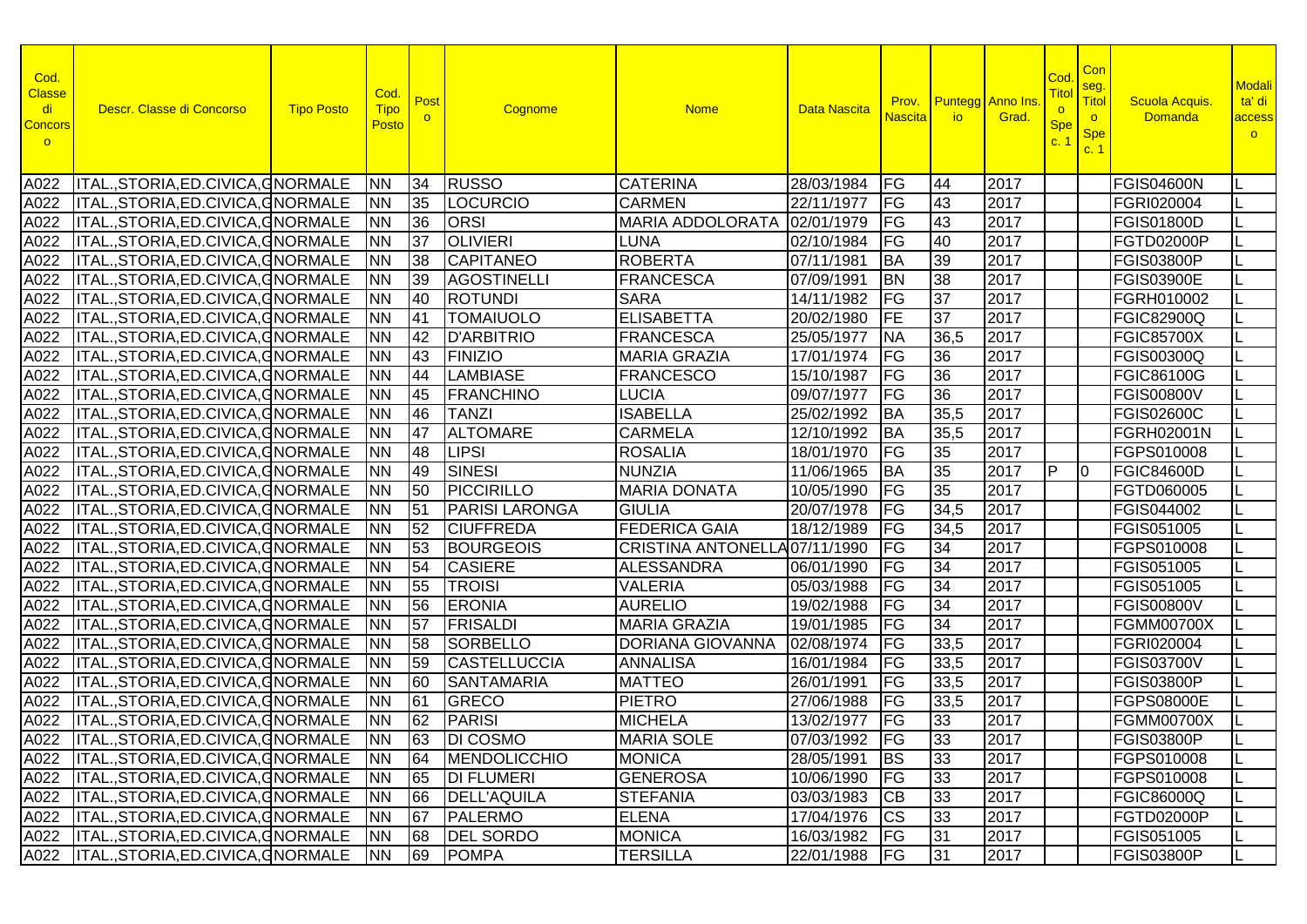| Cod. Classe di Concorso | Descr. Classe di Concorso | Tipo Posto | Cod. Tipo Posto | Posto | Cognome | Nome | Data Nascita | Prov. Nascita | Punteggio | Anno Ins. Grad. | Cod. Titolo Spec. 1 | Con seg. Titolo Spec. 1 | Scuola Acquis. Domanda | Modalità di accesso |
|---|---|---|---|---|---|---|---|---|---|---|---|---|---|---|
| A022 | ITAL.,STORIA,ED.CIVICA,G | NORMALE | NN | 34 | RUSSO | CATERINA | 28/03/1984 | FG | 44 | 2017 | | | FGIS04600N | L |
| A022 | ITAL.,STORIA,ED.CIVICA,G | NORMALE | NN | 35 | LOCURCIO | CARMEN | 22/11/1977 | FG | 43 | 2017 | | | FGRI020004 | L |
| A022 | ITAL.,STORIA,ED.CIVICA,G | NORMALE | NN | 36 | ORSI | MARIA ADDOLORATA | 02/01/1979 | FG | 43 | 2017 | | | FGIS01800D | L |
| A022 | ITAL.,STORIA,ED.CIVICA,G | NORMALE | NN | 37 | OLIVIERI | LUNA | 02/10/1984 | FG | 40 | 2017 | | | FGTD02000P | L |
| A022 | ITAL.,STORIA,ED.CIVICA,G | NORMALE | NN | 38 | CAPITANEO | ROBERTA | 07/11/1981 | BA | 39 | 2017 | | | FGIS03800P | L |
| A022 | ITAL.,STORIA,ED.CIVICA,G | NORMALE | NN | 39 | AGOSTINELLI | FRANCESCA | 07/09/1991 | BN | 38 | 2017 | | | FGIS03900E | L |
| A022 | ITAL.,STORIA,ED.CIVICA,G | NORMALE | NN | 40 | ROTUNDI | SARA | 14/11/1982 | FG | 37 | 2017 | | | FGRH010002 | L |
| A022 | ITAL.,STORIA,ED.CIVICA,G | NORMALE | NN | 41 | TOMAIUOLO | ELISABETTA | 20/02/1980 | FE | 37 | 2017 | | | FGIC82900Q | L |
| A022 | ITAL.,STORIA,ED.CIVICA,G | NORMALE | NN | 42 | D'ARBITRIO | FRANCESCA | 25/05/1977 | NA | 36,5 | 2017 | | | FGIC85700X | L |
| A022 | ITAL.,STORIA,ED.CIVICA,G | NORMALE | NN | 43 | FINIZIO | MARIA GRAZIA | 17/01/1974 | FG | 36 | 2017 | | | FGIS00300Q | L |
| A022 | ITAL.,STORIA,ED.CIVICA,G | NORMALE | NN | 44 | LAMBIASE | FRANCESCO | 15/10/1987 | FG | 36 | 2017 | | | FGIC86100G | L |
| A022 | ITAL.,STORIA,ED.CIVICA,G | NORMALE | NN | 45 | FRANCHINO | LUCIA | 09/07/1977 | FG | 36 | 2017 | | | FGIS00800V | L |
| A022 | ITAL.,STORIA,ED.CIVICA,G | NORMALE | NN | 46 | TANZI | ISABELLA | 25/02/1992 | BA | 35,5 | 2017 | | | FGIS02600C | L |
| A022 | ITAL.,STORIA,ED.CIVICA,G | NORMALE | NN | 47 | ALTOMARE | CARMELA | 12/10/1992 | BA | 35,5 | 2017 | | | FGRH02001N | L |
| A022 | ITAL.,STORIA,ED.CIVICA,G | NORMALE | NN | 48 | LIPSI | ROSALIA | 18/01/1970 | FG | 35 | 2017 | | | FGPS010008 | L |
| A022 | ITAL.,STORIA,ED.CIVICA,G | NORMALE | NN | 49 | SINESI | NUNZIA | 11/06/1965 | BA | 35 | 2017 | P | 0 | FGIC84600D | L |
| A022 | ITAL.,STORIA,ED.CIVICA,G | NORMALE | NN | 50 | PICCIRILLO | MARIA DONATA | 10/05/1990 | FG | 35 | 2017 | | | FGTD060005 | L |
| A022 | ITAL.,STORIA,ED.CIVICA,G | NORMALE | NN | 51 | PARISI LARONGA | GIULIA | 20/07/1978 | FG | 34,5 | 2017 | | | FGIS044002 | L |
| A022 | ITAL.,STORIA,ED.CIVICA,G | NORMALE | NN | 52 | CIUFFREDA | FEDERICA GAIA | 18/12/1989 | FG | 34,5 | 2017 | | | FGIS051005 | L |
| A022 | ITAL.,STORIA,ED.CIVICA,G | NORMALE | NN | 53 | BOURGEOIS | CRISTINA ANTONELLA | 07/11/1990 | FG | 34 | 2017 | | | FGPS010008 | L |
| A022 | ITAL.,STORIA,ED.CIVICA,G | NORMALE | NN | 54 | CASIERE | ALESSANDRA | 06/01/1990 | FG | 34 | 2017 | | | FGIS051005 | L |
| A022 | ITAL.,STORIA,ED.CIVICA,G | NORMALE | NN | 55 | TROISI | VALERIA | 05/03/1988 | FG | 34 | 2017 | | | FGIS051005 | L |
| A022 | ITAL.,STORIA,ED.CIVICA,G | NORMALE | NN | 56 | ERONIA | AURELIO | 19/02/1988 | FG | 34 | 2017 | | | FGIS00800V | L |
| A022 | ITAL.,STORIA,ED.CIVICA,G | NORMALE | NN | 57 | FRISALDI | MARIA GRAZIA | 19/01/1985 | FG | 34 | 2017 | | | FGMM00700X | L |
| A022 | ITAL.,STORIA,ED.CIVICA,G | NORMALE | NN | 58 | SORBELLO | DORIANA GIOVANNA | 02/08/1974 | FG | 33,5 | 2017 | | | FGRI020004 | L |
| A022 | ITAL.,STORIA,ED.CIVICA,G | NORMALE | NN | 59 | CASTELLUCCIA | ANNALISA | 16/01/1984 | FG | 33,5 | 2017 | | | FGIS03700V | L |
| A022 | ITAL.,STORIA,ED.CIVICA,G | NORMALE | NN | 60 | SANTAMARIA | MATTEO | 26/01/1991 | FG | 33,5 | 2017 | | | FGIS03800P | L |
| A022 | ITAL.,STORIA,ED.CIVICA,G | NORMALE | NN | 61 | GRECO | PIETRO | 27/06/1988 | FG | 33,5 | 2017 | | | FGPS08000E | L |
| A022 | ITAL.,STORIA,ED.CIVICA,G | NORMALE | NN | 62 | PARISI | MICHELA | 13/02/1977 | FG | 33 | 2017 | | | FGMM00700X | L |
| A022 | ITAL.,STORIA,ED.CIVICA,G | NORMALE | NN | 63 | DI COSMO | MARIA SOLE | 07/03/1992 | FG | 33 | 2017 | | | FGIS03800P | L |
| A022 | ITAL.,STORIA,ED.CIVICA,G | NORMALE | NN | 64 | MENDOLICCHIO | MONICA | 28/05/1991 | BS | 33 | 2017 | | | FGPS010008 | L |
| A022 | ITAL.,STORIA,ED.CIVICA,G | NORMALE | NN | 65 | DI FLUMERI | GENEROSA | 10/06/1990 | FG | 33 | 2017 | | | FGPS010008 | L |
| A022 | ITAL.,STORIA,ED.CIVICA,G | NORMALE | NN | 66 | DELL'AQUILA | STEFANIA | 03/03/1983 | CB | 33 | 2017 | | | FGIC86000Q | L |
| A022 | ITAL.,STORIA,ED.CIVICA,G | NORMALE | NN | 67 | PALERMO | ELENA | 17/04/1976 | CS | 33 | 2017 | | | FGTD02000P | L |
| A022 | ITAL.,STORIA,ED.CIVICA,G | NORMALE | NN | 68 | DEL SORDO | MONICA | 16/03/1982 | FG | 31 | 2017 | | | FGIS051005 | L |
| A022 | ITAL.,STORIA,ED.CIVICA,G | NORMALE | NN | 69 | POMPA | TERSILLA | 22/01/1988 | FG | 31 | 2017 | | | FGIS03800P | L |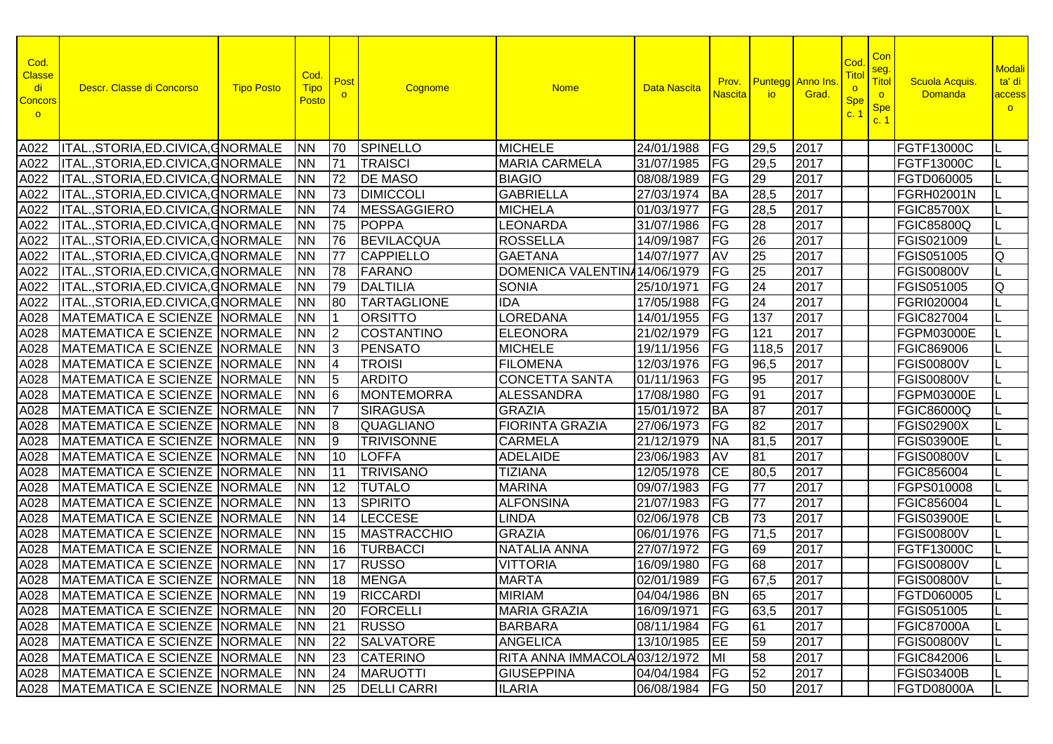| Cod. Classe di Concorso | Descr. Classe di Concorso | Tipo Posto | Cod. Tipo Posto | Posto | Cognome | Nome | Data Nascita | Prov. Nascita | Punteggio | Anno Ins. Grad. | Cod. Titolo Spec. 1 | Conseg. Titolo Spec. 1 | Scuola Acquis. Domanda | Modalità di accesso |
|---|---|---|---|---|---|---|---|---|---|---|---|---|---|---|
| A022 | ITAL.,STORIA,ED.CIVICA,G | NORMALE | NN | 70 | SPINELLO | MICHELE | 24/01/1988 | FG | 29,5 | 2017 | | | FGTF13000C | L |
| A022 | ITAL.,STORIA,ED.CIVICA,G | NORMALE | NN | 71 | TRAISCI | MARIA CARMELA | 31/07/1985 | FG | 29,5 | 2017 | | | FGTF13000C | L |
| A022 | ITAL.,STORIA,ED.CIVICA,G | NORMALE | NN | 72 | DE MASO | BIAGIO | 08/08/1989 | FG | 29 | 2017 | | | FGTD060005 | L |
| A022 | ITAL.,STORIA,ED.CIVICA,G | NORMALE | NN | 73 | DIMICCOLI | GABRIELLA | 27/03/1974 | BA | 28,5 | 2017 | | | FGRH02001N | L |
| A022 | ITAL.,STORIA,ED.CIVICA,G | NORMALE | NN | 74 | MESSAGGIERO | MICHELA | 01/03/1977 | FG | 28,5 | 2017 | | | FGIC85700X | L |
| A022 | ITAL.,STORIA,ED.CIVICA,G | NORMALE | NN | 75 | POPPA | LEONARDA | 31/07/1986 | FG | 28 | 2017 | | | FGIC85800Q | L |
| A022 | ITAL.,STORIA,ED.CIVICA,G | NORMALE | NN | 76 | BEVILACQUA | ROSSELLA | 14/09/1987 | FG | 26 | 2017 | | | FGIS021009 | L |
| A022 | ITAL.,STORIA,ED.CIVICA,G | NORMALE | NN | 77 | CAPPIELLO | GAETANA | 14/07/1977 | AV | 25 | 2017 | | | FGIS051005 | Q |
| A022 | ITAL.,STORIA,ED.CIVICA,G | NORMALE | NN | 78 | FARANO | DOMENICA VALENTINA | 14/06/1979 | FG | 25 | 2017 | | | FGIS00800V | L |
| A022 | ITAL.,STORIA,ED.CIVICA,G | NORMALE | NN | 79 | DALTILIA | SONIA | 25/10/1971 | FG | 24 | 2017 | | | FGIS051005 | Q |
| A022 | ITAL.,STORIA,ED.CIVICA,G | NORMALE | NN | 80 | TARTAGLIONE | IDA | 17/05/1988 | FG | 24 | 2017 | | | FGRI020004 | L |
| A028 | MATEMATICA E SCIENZE | NORMALE | NN | 1 | ORSITTO | LOREDANA | 14/01/1955 | FG | 137 | 2017 | | | FGIC827004 | L |
| A028 | MATEMATICA E SCIENZE | NORMALE | NN | 2 | COSTANTINO | ELEONORA | 21/02/1979 | FG | 121 | 2017 | | | FGPM03000E | L |
| A028 | MATEMATICA E SCIENZE | NORMALE | NN | 3 | PENSATO | MICHELE | 19/11/1956 | FG | 118,5 | 2017 | | | FGIC869006 | L |
| A028 | MATEMATICA E SCIENZE | NORMALE | NN | 4 | TROISI | FILOMENA | 12/03/1976 | FG | 96,5 | 2017 | | | FGIS00800V | L |
| A028 | MATEMATICA E SCIENZE | NORMALE | NN | 5 | ARDITO | CONCETTA SANTA | 01/11/1963 | FG | 95 | 2017 | | | FGIS00800V | L |
| A028 | MATEMATICA E SCIENZE | NORMALE | NN | 6 | MONTEMORRA | ALESSANDRA | 17/08/1980 | FG | 91 | 2017 | | | FGPM03000E | L |
| A028 | MATEMATICA E SCIENZE | NORMALE | NN | 7 | SIRAGUSA | GRAZIA | 15/01/1972 | BA | 87 | 2017 | | | FGIC86000Q | L |
| A028 | MATEMATICA E SCIENZE | NORMALE | NN | 8 | QUAGLIANO | FIORINTA GRAZIA | 27/06/1973 | FG | 82 | 2017 | | | FGIS02900X | L |
| A028 | MATEMATICA E SCIENZE | NORMALE | NN | 9 | TRIVISONNE | CARMELA | 21/12/1979 | NA | 81,5 | 2017 | | | FGIS03900E | L |
| A028 | MATEMATICA E SCIENZE | NORMALE | NN | 10 | LOFFA | ADELAIDE | 23/06/1983 | AV | 81 | 2017 | | | FGIS00800V | L |
| A028 | MATEMATICA E SCIENZE | NORMALE | NN | 11 | TRIVISANO | TIZIANA | 12/05/1978 | CE | 80,5 | 2017 | | | FGIC856004 | L |
| A028 | MATEMATICA E SCIENZE | NORMALE | NN | 12 | TUTALO | MARINA | 09/07/1983 | FG | 77 | 2017 | | | FGPS010008 | L |
| A028 | MATEMATICA E SCIENZE | NORMALE | NN | 13 | SPIRITO | ALFONSINA | 21/07/1983 | FG | 77 | 2017 | | | FGIC856004 | L |
| A028 | MATEMATICA E SCIENZE | NORMALE | NN | 14 | LECCESE | LINDA | 02/06/1978 | CB | 73 | 2017 | | | FGIS03900E | L |
| A028 | MATEMATICA E SCIENZE | NORMALE | NN | 15 | MASTRACCHIO | GRAZIA | 06/01/1976 | FG | 71,5 | 2017 | | | FGIS00800V | L |
| A028 | MATEMATICA E SCIENZE | NORMALE | NN | 16 | TURBACCI | NATALIA ANNA | 27/07/1972 | FG | 69 | 2017 | | | FGTF13000C | L |
| A028 | MATEMATICA E SCIENZE | NORMALE | NN | 17 | RUSSO | VITTORIA | 16/09/1980 | FG | 68 | 2017 | | | FGIS00800V | L |
| A028 | MATEMATICA E SCIENZE | NORMALE | NN | 18 | MENGA | MARTA | 02/01/1989 | FG | 67,5 | 2017 | | | FGIS00800V | L |
| A028 | MATEMATICA E SCIENZE | NORMALE | NN | 19 | RICCARDI | MIRIAM | 04/04/1986 | BN | 65 | 2017 | | | FGTD060005 | L |
| A028 | MATEMATICA E SCIENZE | NORMALE | NN | 20 | FORCELLI | MARIA GRAZIA | 16/09/1971 | FG | 63,5 | 2017 | | | FGIS051005 | L |
| A028 | MATEMATICA E SCIENZE | NORMALE | NN | 21 | RUSSO | BARBARA | 08/11/1984 | FG | 61 | 2017 | | | FGIC87000A | L |
| A028 | MATEMATICA E SCIENZE | NORMALE | NN | 22 | SALVATORE | ANGELICA | 13/10/1985 | EE | 59 | 2017 | | | FGIS00800V | L |
| A028 | MATEMATICA E SCIENZE | NORMALE | NN | 23 | CATERINO | RITA ANNA IMMACOLA | 03/12/1972 | MI | 58 | 2017 | | | FGIC842006 | L |
| A028 | MATEMATICA E SCIENZE | NORMALE | NN | 24 | MARUOTTI | GIUSEPPINA | 04/04/1984 | FG | 52 | 2017 | | | FGIS03400B | L |
| A028 | MATEMATICA E SCIENZE | NORMALE | NN | 25 | DELLI CARRI | ILARIA | 06/08/1984 | FG | 50 | 2017 | | | FGTD08000A | L |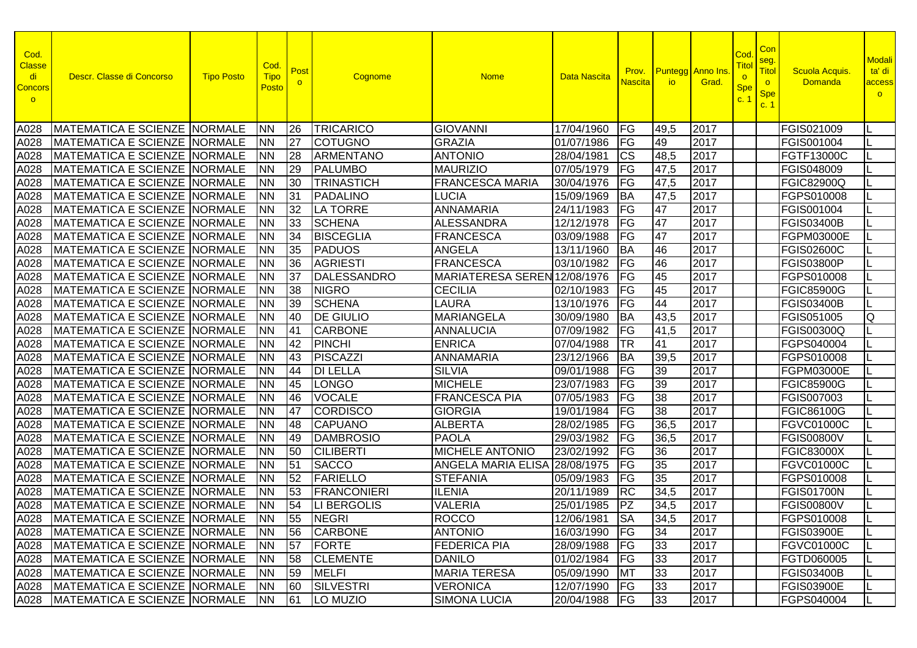| Cod. Classe di Concorso | Descr. Classe di Concorso | Tipo Posto | Cod. Tipo Posto | Posto | Cognome | Nome | Data Nascita | Prov. Nascita | Punteggio | Anno Ins. Grad. | Cod. Titolo Spec. 1 | Conseg. Titolo Spec. 1 | Scuola Acquis. Domanda | Modalità di accesso |
|---|---|---|---|---|---|---|---|---|---|---|---|---|---|---|
| A028 | MATEMATICA E SCIENZE | NORMALE | NN | 26 | TRICARICO | GIOVANNI | 17/04/1960 | FG | 49,5 | 2017 | | | FGIS021009 | L |
| A028 | MATEMATICA E SCIENZE | NORMALE | NN | 27 | COTUGNO | GRAZIA | 01/07/1986 | FG | 49 | 2017 | | | FGIS001004 | L |
| A028 | MATEMATICA E SCIENZE | NORMALE | NN | 28 | ARMENTANO | ANTONIO | 28/04/1981 | CS | 48,5 | 2017 | | | FGTF13000C | L |
| A028 | MATEMATICA E SCIENZE | NORMALE | NN | 29 | PALUMBO | MAURIZIO | 07/05/1979 | FG | 47,5 | 2017 | | | FGIS048009 | L |
| A028 | MATEMATICA E SCIENZE | NORMALE | NN | 30 | TRINASTICH | FRANCESCA MARIA | 30/04/1976 | FG | 47,5 | 2017 | | | FGIC82900Q | L |
| A028 | MATEMATICA E SCIENZE | NORMALE | NN | 31 | PADALINO | LUCIA | 15/09/1969 | BA | 47,5 | 2017 | | | FGPS010008 | L |
| A028 | MATEMATICA E SCIENZE | NORMALE | NN | 32 | LA TORRE | ANNAMARIA | 24/11/1983 | FG | 47 | 2017 | | | FGIS001004 | L |
| A028 | MATEMATICA E SCIENZE | NORMALE | NN | 33 | SCHENA | ALESSANDRA | 12/12/1978 | FG | 47 | 2017 | | | FGIS03400B | L |
| A028 | MATEMATICA E SCIENZE | NORMALE | NN | 34 | BISCEGLIA | FRANCESCA | 03/09/1988 | FG | 47 | 2017 | | | FGPM03000E | L |
| A028 | MATEMATICA E SCIENZE | NORMALE | NN | 35 | PADUOS | ANGELA | 13/11/1960 | BA | 46 | 2017 | | | FGIS02600C | L |
| A028 | MATEMATICA E SCIENZE | NORMALE | NN | 36 | AGRIESTI | FRANCESCA | 03/10/1982 | FG | 46 | 2017 | | | FGIS03800P | L |
| A028 | MATEMATICA E SCIENZE | NORMALE | NN | 37 | DALESSANDRO | MARIATERESA SEREN | 12/08/1976 | FG | 45 | 2017 | | | FGPS010008 | L |
| A028 | MATEMATICA E SCIENZE | NORMALE | NN | 38 | NIGRO | CECILIA | 02/10/1983 | FG | 45 | 2017 | | | FGIC85900G | L |
| A028 | MATEMATICA E SCIENZE | NORMALE | NN | 39 | SCHENA | LAURA | 13/10/1976 | FG | 44 | 2017 | | | FGIS03400B | L |
| A028 | MATEMATICA E SCIENZE | NORMALE | NN | 40 | DE GIULIO | MARIANGELA | 30/09/1980 | BA | 43,5 | 2017 | | | FGIS051005 | Q |
| A028 | MATEMATICA E SCIENZE | NORMALE | NN | 41 | CARBONE | ANNALUCIA | 07/09/1982 | FG | 41,5 | 2017 | | | FGIS00300Q | L |
| A028 | MATEMATICA E SCIENZE | NORMALE | NN | 42 | PINCHI | ENRICA | 07/04/1988 | TR | 41 | 2017 | | | FGPS040004 | L |
| A028 | MATEMATICA E SCIENZE | NORMALE | NN | 43 | PISCAZZI | ANNAMARIA | 23/12/1966 | BA | 39,5 | 2017 | | | FGPS010008 | L |
| A028 | MATEMATICA E SCIENZE | NORMALE | NN | 44 | DI LELLA | SILVIA | 09/01/1988 | FG | 39 | 2017 | | | FGPM03000E | L |
| A028 | MATEMATICA E SCIENZE | NORMALE | NN | 45 | LONGO | MICHELE | 23/07/1983 | FG | 39 | 2017 | | | FGIC85900G | L |
| A028 | MATEMATICA E SCIENZE | NORMALE | NN | 46 | VOCALE | FRANCESCA PIA | 07/05/1983 | FG | 38 | 2017 | | | FGIS007003 | L |
| A028 | MATEMATICA E SCIENZE | NORMALE | NN | 47 | CORDISCO | GIORGIA | 19/01/1984 | FG | 38 | 2017 | | | FGIC86100G | L |
| A028 | MATEMATICA E SCIENZE | NORMALE | NN | 48 | CAPUANO | ALBERTA | 28/02/1985 | FG | 36,5 | 2017 | | | FGVC01000C | L |
| A028 | MATEMATICA E SCIENZE | NORMALE | NN | 49 | DAMBROSIO | PAOLA | 29/03/1982 | FG | 36,5 | 2017 | | | FGIS00800V | L |
| A028 | MATEMATICA E SCIENZE | NORMALE | NN | 50 | CILIBERTI | MICHELE ANTONIO | 23/02/1992 | FG | 36 | 2017 | | | FGIC83000X | L |
| A028 | MATEMATICA E SCIENZE | NORMALE | NN | 51 | SACCO | ANGELA MARIA ELISA | 28/08/1975 | FG | 35 | 2017 | | | FGVC01000C | L |
| A028 | MATEMATICA E SCIENZE | NORMALE | NN | 52 | FARIELLO | STEFANIA | 05/09/1983 | FG | 35 | 2017 | | | FGPS010008 | L |
| A028 | MATEMATICA E SCIENZE | NORMALE | NN | 53 | FRANCONIERI | ILENIA | 20/11/1989 | RC | 34,5 | 2017 | | | FGIS01700N | L |
| A028 | MATEMATICA E SCIENZE | NORMALE | NN | 54 | LI BERGOLIS | VALERIA | 25/01/1985 | PZ | 34,5 | 2017 | | | FGIS00800V | L |
| A028 | MATEMATICA E SCIENZE | NORMALE | NN | 55 | NEGRI | ROCCO | 12/06/1981 | SA | 34,5 | 2017 | | | FGPS010008 | L |
| A028 | MATEMATICA E SCIENZE | NORMALE | NN | 56 | CARBONE | ANTONIO | 16/03/1990 | FG | 34 | 2017 | | | FGIS03900E | L |
| A028 | MATEMATICA E SCIENZE | NORMALE | NN | 57 | FORTE | FEDERICA PIA | 28/09/1988 | FG | 33 | 2017 | | | FGVC01000C | L |
| A028 | MATEMATICA E SCIENZE | NORMALE | NN | 58 | CLEMENTE | DANILO | 01/02/1984 | FG | 33 | 2017 | | | FGTD060005 | L |
| A028 | MATEMATICA E SCIENZE | NORMALE | NN | 59 | MELFI | MARIA TERESA | 05/09/1990 | MT | 33 | 2017 | | | FGIS03400B | L |
| A028 | MATEMATICA E SCIENZE | NORMALE | NN | 60 | SILVESTRI | VERONICA | 12/07/1990 | FG | 33 | 2017 | | | FGIS03900E | L |
| A028 | MATEMATICA E SCIENZE | NORMALE | NN | 61 | LO MUZIO | SIMONA LUCIA | 20/04/1988 | FG | 33 | 2017 | | | FGPS040004 | L |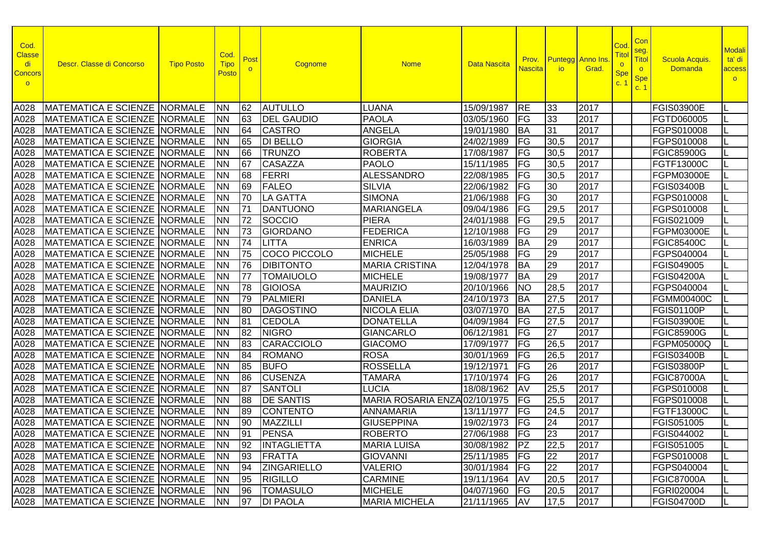| Cod. Classe di Concorso | Descr. Classe di Concorso | Tipo Posto | Cod. Tipo Posto | Posto | Cognome | Nome | Data Nascita | Prov. Nascita | Punteggio | Anno Ins. Grad. | Cod. Titolo Spec. 1 | Conseg. Titolo Spec. 1 | Scuola Acquis. Domanda | Modalita' di accesso |
|---|---|---|---|---|---|---|---|---|---|---|---|---|---|---|
| A028 | MATEMATICA E SCIENZE | NORMALE | NN | 62 | AUTULLO | LUANA | 15/09/1987 | RE | 33 | 2017 | | | FGIS03900E | L |
| A028 | MATEMATICA E SCIENZE | NORMALE | NN | 63 | DEL GAUDIO | PAOLA | 03/05/1960 | FG | 33 | 2017 | | | FGTD060005 | L |
| A028 | MATEMATICA E SCIENZE | NORMALE | NN | 64 | CASTRO | ANGELA | 19/01/1980 | BA | 31 | 2017 | | | FGPS010008 | L |
| A028 | MATEMATICA E SCIENZE | NORMALE | NN | 65 | DI BELLO | GIORGIA | 24/02/1989 | FG | 30,5 | 2017 | | | FGPS010008 | L |
| A028 | MATEMATICA E SCIENZE | NORMALE | NN | 66 | TRUNZO | ROBERTA | 17/08/1987 | FG | 30,5 | 2017 | | | FGIC85900G | L |
| A028 | MATEMATICA E SCIENZE | NORMALE | NN | 67 | CASAZZA | PAOLO | 15/11/1985 | FG | 30,5 | 2017 | | | FGTF13000C | L |
| A028 | MATEMATICA E SCIENZE | NORMALE | NN | 68 | FERRI | ALESSANDRO | 22/08/1985 | FG | 30,5 | 2017 | | | FGPM03000E | L |
| A028 | MATEMATICA E SCIENZE | NORMALE | NN | 69 | FALEO | SILVIA | 22/06/1982 | FG | 30 | 2017 | | | FGIS03400B | L |
| A028 | MATEMATICA E SCIENZE | NORMALE | NN | 70 | LA GATTA | SIMONA | 21/06/1988 | FG | 30 | 2017 | | | FGPS010008 | L |
| A028 | MATEMATICA E SCIENZE | NORMALE | NN | 71 | DANTUONO | MARIANGELA | 09/04/1986 | FG | 29,5 | 2017 | | | FGPS010008 | L |
| A028 | MATEMATICA E SCIENZE | NORMALE | NN | 72 | SOCCIO | PIERA | 24/01/1988 | FG | 29,5 | 2017 | | | FGIS021009 | L |
| A028 | MATEMATICA E SCIENZE | NORMALE | NN | 73 | GIORDANO | FEDERICA | 12/10/1988 | FG | 29 | 2017 | | | FGPM03000E | L |
| A028 | MATEMATICA E SCIENZE | NORMALE | NN | 74 | LITTA | ENRICA | 16/03/1989 | BA | 29 | 2017 | | | FGIC85400C | L |
| A028 | MATEMATICA E SCIENZE | NORMALE | NN | 75 | COCO PICCOLO | MICHELE | 25/05/1988 | FG | 29 | 2017 | | | FGPS040004 | L |
| A028 | MATEMATICA E SCIENZE | NORMALE | NN | 76 | DIBITONTO | MARIA CRISTINA | 12/04/1978 | BA | 29 | 2017 | | | FGIS049005 | L |
| A028 | MATEMATICA E SCIENZE | NORMALE | NN | 77 | TOMAIUOLO | MICHELE | 19/08/1977 | BA | 29 | 2017 | | | FGIS04200A | L |
| A028 | MATEMATICA E SCIENZE | NORMALE | NN | 78 | GIOIOSA | MAURIZIO | 20/10/1966 | NO | 28,5 | 2017 | | | FGPS040004 | L |
| A028 | MATEMATICA E SCIENZE | NORMALE | NN | 79 | PALMIERI | DANIELA | 24/10/1973 | BA | 27,5 | 2017 | | | FGMM00400C | L |
| A028 | MATEMATICA E SCIENZE | NORMALE | NN | 80 | DAGOSTINO | NICOLA ELIA | 03/07/1970 | BA | 27,5 | 2017 | | | FGIS01100P | L |
| A028 | MATEMATICA E SCIENZE | NORMALE | NN | 81 | CEDOLA | DONATELLA | 04/09/1984 | FG | 27,5 | 2017 | | | FGIS03900E | L |
| A028 | MATEMATICA E SCIENZE | NORMALE | NN | 82 | NIGRO | GIANCARLO | 06/12/1981 | FG | 27 | 2017 | | | FGIC85900G | L |
| A028 | MATEMATICA E SCIENZE | NORMALE | NN | 83 | CARACCIOLO | GIACOMO | 17/09/1977 | FG | 26,5 | 2017 | | | FGPM05000Q | L |
| A028 | MATEMATICA E SCIENZE | NORMALE | NN | 84 | ROMANO | ROSA | 30/01/1969 | FG | 26,5 | 2017 | | | FGIS03400B | L |
| A028 | MATEMATICA E SCIENZE | NORMALE | NN | 85 | BUFO | ROSSELLA | 19/12/1971 | FG | 26 | 2017 | | | FGIS03800P | L |
| A028 | MATEMATICA E SCIENZE | NORMALE | NN | 86 | CUSENZA | TAMARA | 17/10/1974 | FG | 26 | 2017 | | | FGIC87000A | L |
| A028 | MATEMATICA E SCIENZE | NORMALE | NN | 87 | SANTOLI | LUCIA | 18/08/1962 | AV | 25,5 | 2017 | | | FGPS010008 | L |
| A028 | MATEMATICA E SCIENZE | NORMALE | NN | 88 | DE SANTIS | MARIA ROSARIA ENZA | 02/10/1975 | FG | 25,5 | 2017 | | | FGPS010008 | L |
| A028 | MATEMATICA E SCIENZE | NORMALE | NN | 89 | CONTENTO | ANNAMARIA | 13/11/1977 | FG | 24,5 | 2017 | | | FGTF13000C | L |
| A028 | MATEMATICA E SCIENZE | NORMALE | NN | 90 | MAZZILLI | GIUSEPPINA | 19/02/1973 | FG | 24 | 2017 | | | FGIS051005 | L |
| A028 | MATEMATICA E SCIENZE | NORMALE | NN | 91 | PENSA | ROBERTO | 27/06/1988 | FG | 23 | 2017 | | | FGIS044002 | L |
| A028 | MATEMATICA E SCIENZE | NORMALE | NN | 92 | INTAGLIETTA | MARIA LUISA | 30/08/1982 | PZ | 22,5 | 2017 | | | FGIS051005 | L |
| A028 | MATEMATICA E SCIENZE | NORMALE | NN | 93 | FRATTA | GIOVANNI | 25/11/1985 | FG | 22 | 2017 | | | FGPS010008 | L |
| A028 | MATEMATICA E SCIENZE | NORMALE | NN | 94 | ZINGARIELLO | VALERIO | 30/01/1984 | FG | 22 | 2017 | | | FGPS040004 | L |
| A028 | MATEMATICA E SCIENZE | NORMALE | NN | 95 | RIGILLO | CARMINE | 19/11/1964 | AV | 20,5 | 2017 | | | FGIC87000A | L |
| A028 | MATEMATICA E SCIENZE | NORMALE | NN | 96 | TOMASULO | MICHELE | 04/07/1960 | FG | 20,5 | 2017 | | | FGRI020004 | L |
| A028 | MATEMATICA E SCIENZE | NORMALE | NN | 97 | DI PAOLA | MARIA MICHELA | 21/11/1965 | AV | 17,5 | 2017 | | | FGIS04700D | L |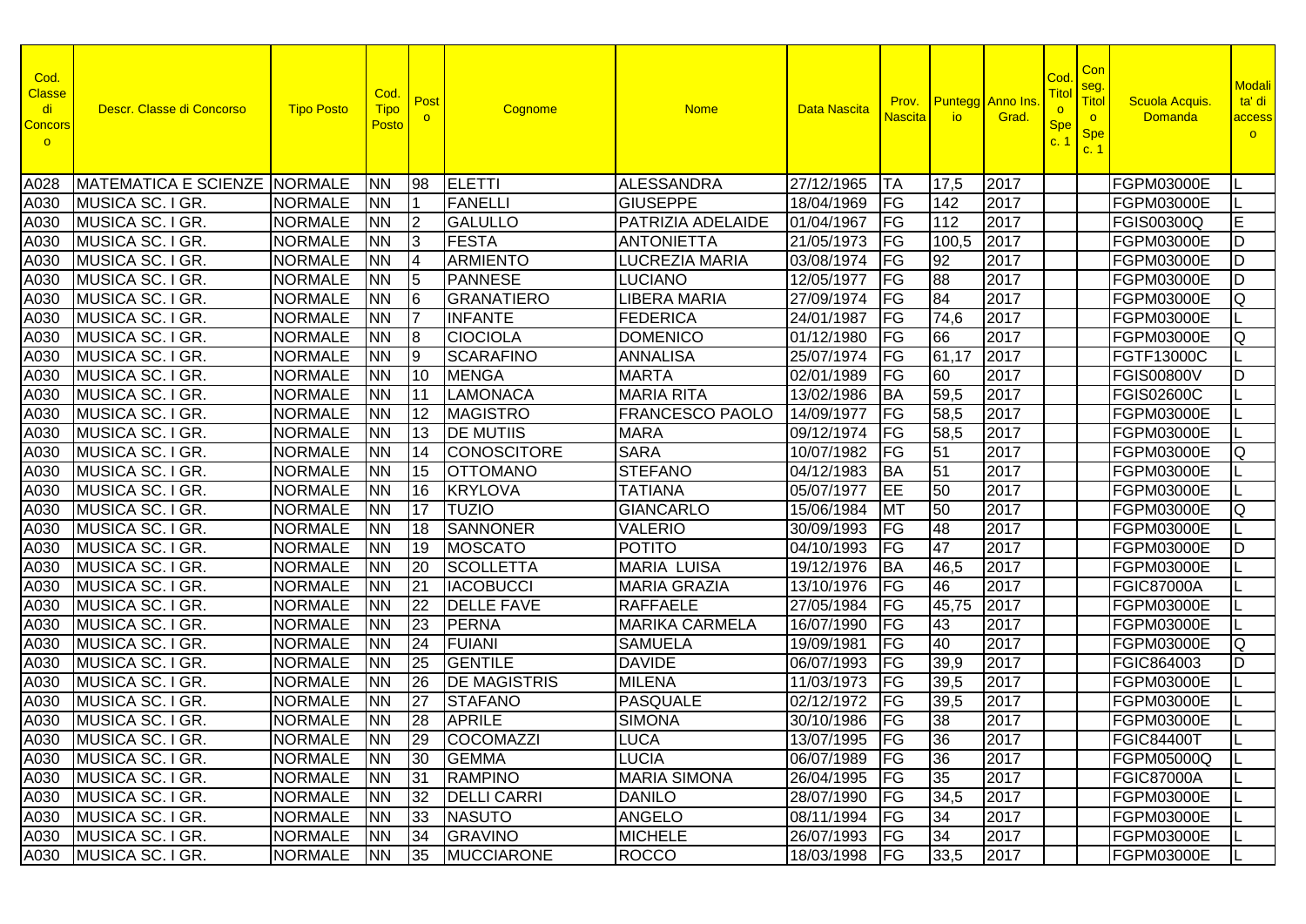| Cod. Classe di Concorso | Descr. Classe di Concorso | Tipo Posto | Cod. Tipo Posto | Posto | Cognome | Nome | Data Nascita | Prov. Nascita | Punteggio | Anno Ins. Grad. | Cod. Titolo Spec. 1 | Con seg. Titolo Spec. 1 | Scuola Acquis. Domanda | Modalita' di accesso |
|---|---|---|---|---|---|---|---|---|---|---|---|---|---|---|
| A028 | MATEMATICA E SCIENZE | NORMALE | NN | 98 | ELETTI | ALESSANDRA | 27/12/1965 | TA | 17,5 | 2017 | | | FGPM03000E | L |
| A030 | MUSICA SC. I GR. | NORMALE | NN | 1 | FANELLI | GIUSEPPE | 18/04/1969 | FG | 142 | 2017 | | | FGPM03000E | L |
| A030 | MUSICA SC. I GR. | NORMALE | NN | 2 | GALULLO | PATRIZIA ADELAIDE | 01/04/1967 | FG | 112 | 2017 | | | FGIS00300Q | E |
| A030 | MUSICA SC. I GR. | NORMALE | NN | 3 | FESTA | ANTONIETTA | 21/05/1973 | FG | 100,5 | 2017 | | | FGPM03000E | D |
| A030 | MUSICA SC. I GR. | NORMALE | NN | 4 | ARMIENTO | LUCREZIA MARIA | 03/08/1974 | FG | 92 | 2017 | | | FGPM03000E | D |
| A030 | MUSICA SC. I GR. | NORMALE | NN | 5 | PANNESE | LUCIANO | 12/05/1977 | FG | 88 | 2017 | | | FGPM03000E | D |
| A030 | MUSICA SC. I GR. | NORMALE | NN | 6 | GRANATIERO | LIBERA MARIA | 27/09/1974 | FG | 84 | 2017 | | | FGPM03000E | Q |
| A030 | MUSICA SC. I GR. | NORMALE | NN | 7 | INFANTE | FEDERICA | 24/01/1987 | FG | 74,6 | 2017 | | | FGPM03000E | L |
| A030 | MUSICA SC. I GR. | NORMALE | NN | 8 | CIOCIOLA | DOMENICO | 01/12/1980 | FG | 66 | 2017 | | | FGPM03000E | Q |
| A030 | MUSICA SC. I GR. | NORMALE | NN | 9 | SCARAFINO | ANNALISA | 25/07/1974 | FG | 61,17 | 2017 | | | FGTF13000C | L |
| A030 | MUSICA SC. I GR. | NORMALE | NN | 10 | MENGA | MARTA | 02/01/1989 | FG | 60 | 2017 | | | FGIS00800V | D |
| A030 | MUSICA SC. I GR. | NORMALE | NN | 11 | LAMONACA | MARIA RITA | 13/02/1986 | BA | 59,5 | 2017 | | | FGIS02600C | L |
| A030 | MUSICA SC. I GR. | NORMALE | NN | 12 | MAGISTRO | FRANCESCO PAOLO | 14/09/1977 | FG | 58,5 | 2017 | | | FGPM03000E | L |
| A030 | MUSICA SC. I GR. | NORMALE | NN | 13 | DE MUTIIS | MARA | 09/12/1974 | FG | 58,5 | 2017 | | | FGPM03000E | L |
| A030 | MUSICA SC. I GR. | NORMALE | NN | 14 | CONOSCITORE | SARA | 10/07/1982 | FG | 51 | 2017 | | | FGPM03000E | Q |
| A030 | MUSICA SC. I GR. | NORMALE | NN | 15 | OTTOMANO | STEFANO | 04/12/1983 | BA | 51 | 2017 | | | FGPM03000E | L |
| A030 | MUSICA SC. I GR. | NORMALE | NN | 16 | KRYLOVA | TATIANA | 05/07/1977 | EE | 50 | 2017 | | | FGPM03000E | L |
| A030 | MUSICA SC. I GR. | NORMALE | NN | 17 | TUZIO | GIANCARLO | 15/06/1984 | MT | 50 | 2017 | | | FGPM03000E | Q |
| A030 | MUSICA SC. I GR. | NORMALE | NN | 18 | SANNONER | VALERIO | 30/09/1993 | FG | 48 | 2017 | | | FGPM03000E | L |
| A030 | MUSICA SC. I GR. | NORMALE | NN | 19 | MOSCATO | POTITO | 04/10/1993 | FG | 47 | 2017 | | | FGPM03000E | D |
| A030 | MUSICA SC. I GR. | NORMALE | NN | 20 | SCOLLETTA | MARIA LUISA | 19/12/1976 | BA | 46,5 | 2017 | | | FGPM03000E | L |
| A030 | MUSICA SC. I GR. | NORMALE | NN | 21 | IACOBUCCI | MARIA GRAZIA | 13/10/1976 | FG | 46 | 2017 | | | FGIC87000A | L |
| A030 | MUSICA SC. I GR. | NORMALE | NN | 22 | DELLE FAVE | RAFFAELE | 27/05/1984 | FG | 45,75 | 2017 | | | FGPM03000E | L |
| A030 | MUSICA SC. I GR. | NORMALE | NN | 23 | PERNA | MARIKA CARMELA | 16/07/1990 | FG | 43 | 2017 | | | FGPM03000E | L |
| A030 | MUSICA SC. I GR. | NORMALE | NN | 24 | FUIANI | SAMUELA | 19/09/1981 | FG | 40 | 2017 | | | FGPM03000E | Q |
| A030 | MUSICA SC. I GR. | NORMALE | NN | 25 | GENTILE | DAVIDE | 06/07/1993 | FG | 39,9 | 2017 | | | FGIC864003 | D |
| A030 | MUSICA SC. I GR. | NORMALE | NN | 26 | DE MAGISTRIS | MILENA | 11/03/1973 | FG | 39,5 | 2017 | | | FGPM03000E | L |
| A030 | MUSICA SC. I GR. | NORMALE | NN | 27 | STAFANO | PASQUALE | 02/12/1972 | FG | 39,5 | 2017 | | | FGPM03000E | L |
| A030 | MUSICA SC. I GR. | NORMALE | NN | 28 | APRILE | SIMONA | 30/10/1986 | FG | 38 | 2017 | | | FGPM03000E | L |
| A030 | MUSICA SC. I GR. | NORMALE | NN | 29 | COCOMAZZI | LUCA | 13/07/1995 | FG | 36 | 2017 | | | FGIC84400T | L |
| A030 | MUSICA SC. I GR. | NORMALE | NN | 30 | GEMMA | LUCIA | 06/07/1989 | FG | 36 | 2017 | | | FGPM05000Q | L |
| A030 | MUSICA SC. I GR. | NORMALE | NN | 31 | RAMPINO | MARIA SIMONA | 26/04/1995 | FG | 35 | 2017 | | | FGIC87000A | L |
| A030 | MUSICA SC. I GR. | NORMALE | NN | 32 | DELLI CARRI | DANILO | 28/07/1990 | FG | 34,5 | 2017 | | | FGPM03000E | L |
| A030 | MUSICA SC. I GR. | NORMALE | NN | 33 | NASUTO | ANGELO | 08/11/1994 | FG | 34 | 2017 | | | FGPM03000E | L |
| A030 | MUSICA SC. I GR. | NORMALE | NN | 34 | GRAVINO | MICHELE | 26/07/1993 | FG | 34 | 2017 | | | FGPM03000E | L |
| A030 | MUSICA SC. I GR. | NORMALE | NN | 35 | MUCCIARONE | ROCCO | 18/03/1998 | FG | 33,5 | 2017 | | | FGPM03000E | L |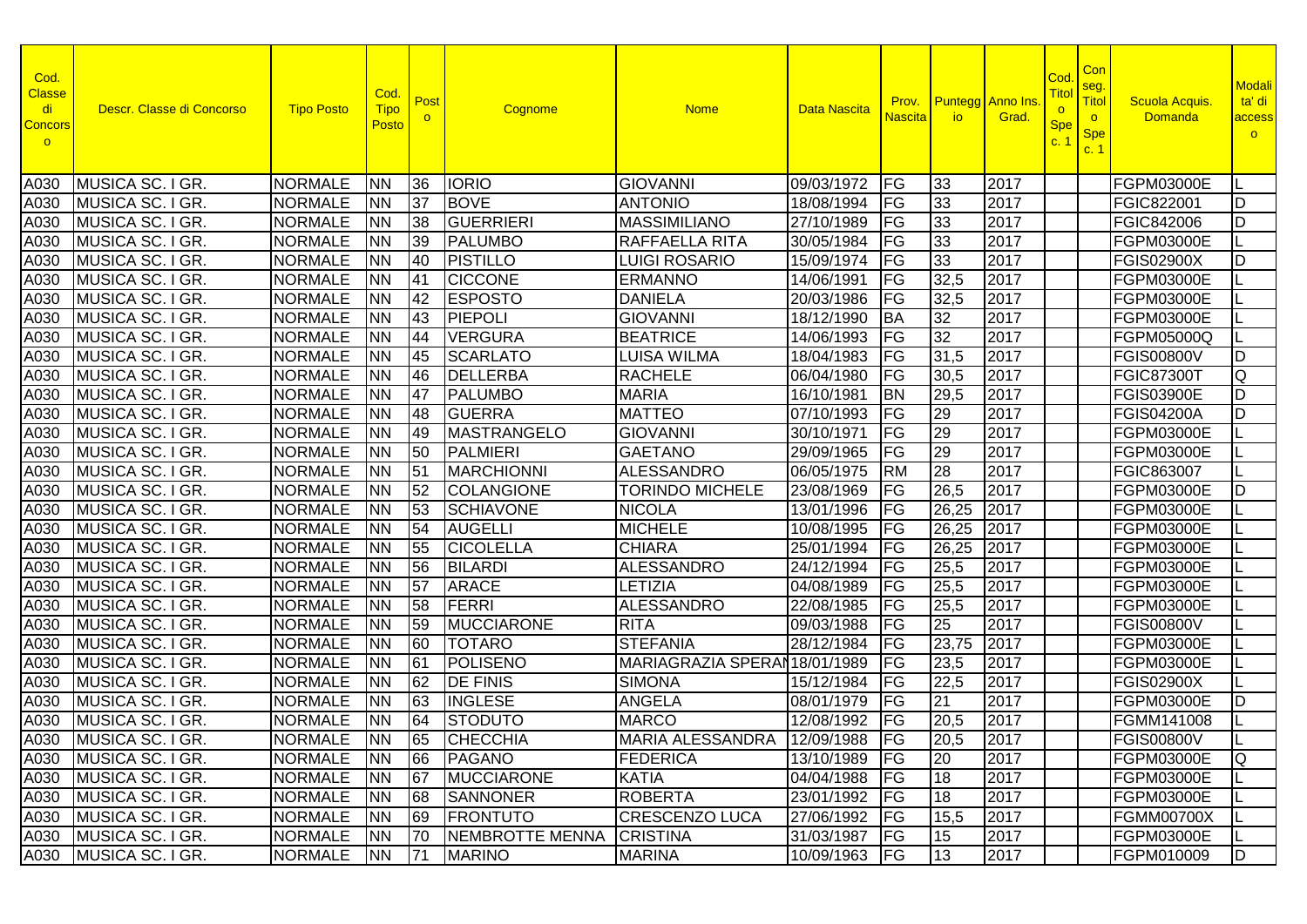| Cod. Classe di Concorso | Descr. Classe di Concorso | Tipo Posto | Cod. Tipo Posto | Posto | Cognome | Nome | Data Nascita | Prov. Nascita | Punteggio | Anno Ins. Grad. | Cod. Titolo Spec. 1 | Conseg. Titolo Spec. 1 | Scuola Acquis. Domanda | Modalita' di accesso |
|---|---|---|---|---|---|---|---|---|---|---|---|---|---|---|
| A030 | MUSICA SC. I GR. | NORMALE | NN | 36 | IORIO | GIOVANNI | 09/03/1972 | FG | 33 | 2017 | | | FGPM03000E | L |
| A030 | MUSICA SC. I GR. | NORMALE | NN | 37 | BOVE | ANTONIO | 18/08/1994 | FG | 33 | 2017 | | | FGIC822001 | D |
| A030 | MUSICA SC. I GR. | NORMALE | NN | 38 | GUERRIERI | MASSIMILIANO | 27/10/1989 | FG | 33 | 2017 | | | FGIC842006 | D |
| A030 | MUSICA SC. I GR. | NORMALE | NN | 39 | PALUMBO | RAFFAELLA RITA | 30/05/1984 | FG | 33 | 2017 | | | FGPM03000E | L |
| A030 | MUSICA SC. I GR. | NORMALE | NN | 40 | PISTILLO | LUIGI ROSARIO | 15/09/1974 | FG | 33 | 2017 | | | FGIS02900X | D |
| A030 | MUSICA SC. I GR. | NORMALE | NN | 41 | CICCONE | ERMANNO | 14/06/1991 | FG | 32,5 | 2017 | | | FGPM03000E | L |
| A030 | MUSICA SC. I GR. | NORMALE | NN | 42 | ESPOSTO | DANIELA | 20/03/1986 | FG | 32,5 | 2017 | | | FGPM03000E | L |
| A030 | MUSICA SC. I GR. | NORMALE | NN | 43 | PIEPOLI | GIOVANNI | 18/12/1990 | BA | 32 | 2017 | | | FGPM03000E | L |
| A030 | MUSICA SC. I GR. | NORMALE | NN | 44 | VERGURA | BEATRICE | 14/06/1993 | FG | 32 | 2017 | | | FGPM05000Q | L |
| A030 | MUSICA SC. I GR. | NORMALE | NN | 45 | SCARLATO | LUISA WILMA | 18/04/1983 | FG | 31,5 | 2017 | | | FGIS00800V | D |
| A030 | MUSICA SC. I GR. | NORMALE | NN | 46 | DELLERBA | RACHELE | 06/04/1980 | FG | 30,5 | 2017 | | | FGIC87300T | Q |
| A030 | MUSICA SC. I GR. | NORMALE | NN | 47 | PALUMBO | MARIA | 16/10/1981 | BN | 29,5 | 2017 | | | FGIS03900E | D |
| A030 | MUSICA SC. I GR. | NORMALE | NN | 48 | GUERRA | MATTEO | 07/10/1993 | FG | 29 | 2017 | | | FGIS04200A | D |
| A030 | MUSICA SC. I GR. | NORMALE | NN | 49 | MASTRANGELO | GIOVANNI | 30/10/1971 | FG | 29 | 2017 | | | FGPM03000E | L |
| A030 | MUSICA SC. I GR. | NORMALE | NN | 50 | PALMIERI | GAETANO | 29/09/1965 | FG | 29 | 2017 | | | FGPM03000E | L |
| A030 | MUSICA SC. I GR. | NORMALE | NN | 51 | MARCHIONNI | ALESSANDRO | 06/05/1975 | RM | 28 | 2017 | | | FGIC863007 | L |
| A030 | MUSICA SC. I GR. | NORMALE | NN | 52 | COLANGIONE | TORINDO MICHELE | 23/08/1969 | FG | 26,5 | 2017 | | | FGPM03000E | D |
| A030 | MUSICA SC. I GR. | NORMALE | NN | 53 | SCHIAVONE | NICOLA | 13/01/1996 | FG | 26,25 | 2017 | | | FGPM03000E | L |
| A030 | MUSICA SC. I GR. | NORMALE | NN | 54 | AUGELLI | MICHELE | 10/08/1995 | FG | 26,25 | 2017 | | | FGPM03000E | L |
| A030 | MUSICA SC. I GR. | NORMALE | NN | 55 | CICOLELLA | CHIARA | 25/01/1994 | FG | 26,25 | 2017 | | | FGPM03000E | L |
| A030 | MUSICA SC. I GR. | NORMALE | NN | 56 | BILARDI | ALESSANDRO | 24/12/1994 | FG | 25,5 | 2017 | | | FGPM03000E | L |
| A030 | MUSICA SC. I GR. | NORMALE | NN | 57 | ARACE | LETIZIA | 04/08/1989 | FG | 25,5 | 2017 | | | FGPM03000E | L |
| A030 | MUSICA SC. I GR. | NORMALE | NN | 58 | FERRI | ALESSANDRO | 22/08/1985 | FG | 25,5 | 2017 | | | FGPM03000E | L |
| A030 | MUSICA SC. I GR. | NORMALE | NN | 59 | MUCCIARONE | RITA | 09/03/1988 | FG | 25 | 2017 | | | FGIS00800V | L |
| A030 | MUSICA SC. I GR. | NORMALE | NN | 60 | TOTARO | STEFANIA | 28/12/1984 | FG | 23,75 | 2017 | | | FGPM03000E | L |
| A030 | MUSICA SC. I GR. | NORMALE | NN | 61 | POLISENO | MARIAGRAZIA SPERAN | 18/01/1989 | FG | 23,5 | 2017 | | | FGPM03000E | L |
| A030 | MUSICA SC. I GR. | NORMALE | NN | 62 | DE FINIS | SIMONA | 15/12/1984 | FG | 22,5 | 2017 | | | FGIS02900X | L |
| A030 | MUSICA SC. I GR. | NORMALE | NN | 63 | INGLESE | ANGELA | 08/01/1979 | FG | 21 | 2017 | | | FGPM03000E | D |
| A030 | MUSICA SC. I GR. | NORMALE | NN | 64 | STODUTO | MARCO | 12/08/1992 | FG | 20,5 | 2017 | | | FGMM141008 | L |
| A030 | MUSICA SC. I GR. | NORMALE | NN | 65 | CHECCHIA | MARIA ALESSANDRA | 12/09/1988 | FG | 20,5 | 2017 | | | FGIS00800V | L |
| A030 | MUSICA SC. I GR. | NORMALE | NN | 66 | PAGANO | FEDERICA | 13/10/1989 | FG | 20 | 2017 | | | FGPM03000E | Q |
| A030 | MUSICA SC. I GR. | NORMALE | NN | 67 | MUCCIARONE | KATIA | 04/04/1988 | FG | 18 | 2017 | | | FGPM03000E | L |
| A030 | MUSICA SC. I GR. | NORMALE | NN | 68 | SANNONER | ROBERTA | 23/01/1992 | FG | 18 | 2017 | | | FGPM03000E | L |
| A030 | MUSICA SC. I GR. | NORMALE | NN | 69 | FRONTUTO | CRESCENZO LUCA | 27/06/1992 | FG | 15,5 | 2017 | | | FGMM00700X | L |
| A030 | MUSICA SC. I GR. | NORMALE | NN | 70 | NEMBROTTE MENNA | CRISTINA | 31/03/1987 | FG | 15 | 2017 | | | FGPM03000E | L |
| A030 | MUSICA SC. I GR. | NORMALE | NN | 71 | MARINO | MARINA | 10/09/1963 | FG | 13 | 2017 | | | FGPM010009 | D |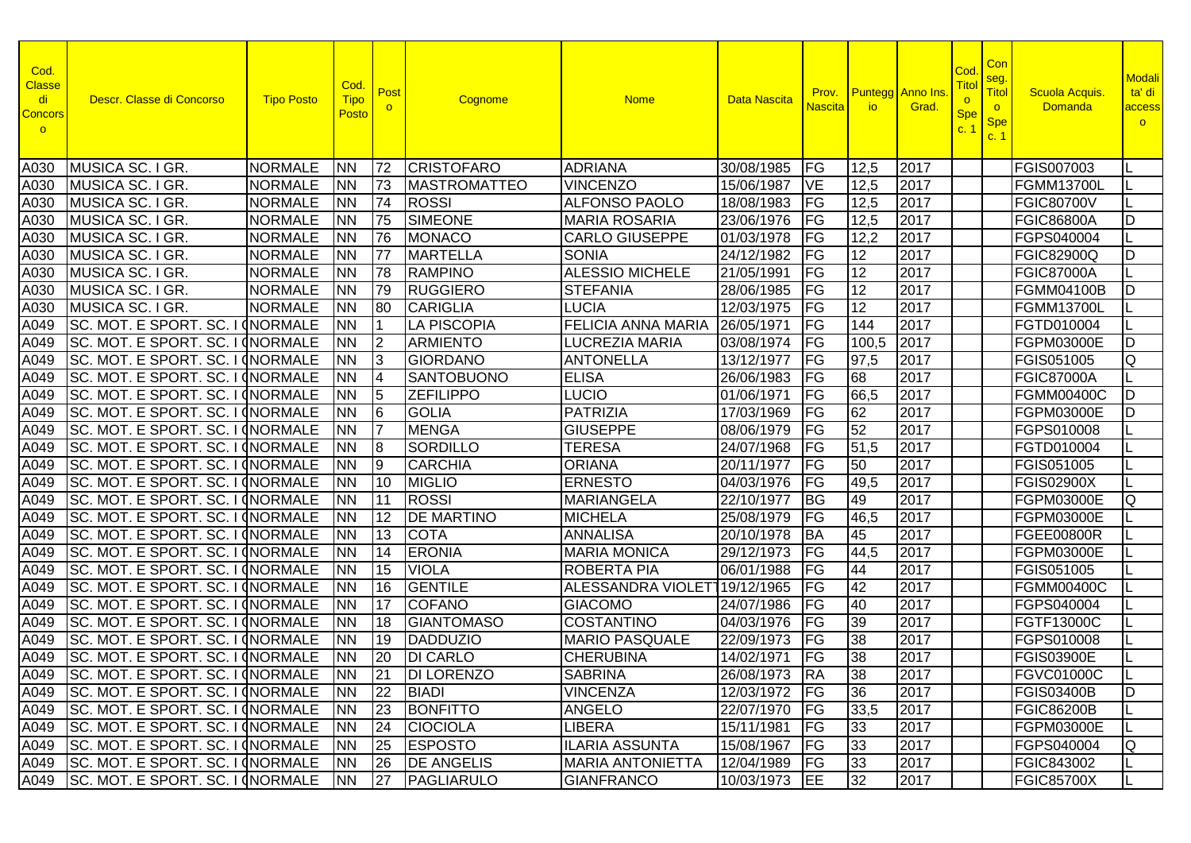| Cod. Classe di Concorso | Descr. Classe di Concorso | Tipo Posto | Cod. Tipo Posto | Posto | Cognome | Nome | Data Nascita | Prov. Nascita | Punteggio | Anno Ins. Grad. | Cod. Titolo Spec. 1 | Con seg. Titolo Spec. 1 | Scuola Acquis. Domanda | Modalità di accesso |
|---|---|---|---|---|---|---|---|---|---|---|---|---|---|---|
| A030 | MUSICA SC. I GR. | NORMALE | NN | 72 | CRISTOFARO | ADRIANA | 30/08/1985 | FG | 12,5 | 2017 | | | FGIS007003 | L |
| A030 | MUSICA SC. I GR. | NORMALE | NN | 73 | MASTROMATTEO | VINCENZO | 15/06/1987 | VE | 12,5 | 2017 | | | FGMM13700L | L |
| A030 | MUSICA SC. I GR. | NORMALE | NN | 74 | ROSSI | ALFONSO PAOLO | 18/08/1983 | FG | 12,5 | 2017 | | | FGIC80700V | L |
| A030 | MUSICA SC. I GR. | NORMALE | NN | 75 | SIMEONE | MARIA ROSARIA | 23/06/1976 | FG | 12,5 | 2017 | | | FGIC86800A | D |
| A030 | MUSICA SC. I GR. | NORMALE | NN | 76 | MONACO | CARLO GIUSEPPE | 01/03/1978 | FG | 12,2 | 2017 | | | FGPS040004 | L |
| A030 | MUSICA SC. I GR. | NORMALE | NN | 77 | MARTELLA | SONIA | 24/12/1982 | FG | 12 | 2017 | | | FGIC82900Q | D |
| A030 | MUSICA SC. I GR. | NORMALE | NN | 78 | RAMPINO | ALESSIO MICHELE | 21/05/1991 | FG | 12 | 2017 | | | FGIC87000A | L |
| A030 | MUSICA SC. I GR. | NORMALE | NN | 79 | RUGGIERO | STEFANIA | 28/06/1985 | FG | 12 | 2017 | | | FGMM04100B | D |
| A030 | MUSICA SC. I GR. | NORMALE | NN | 80 | CARIGLIA | LUCIA | 12/03/1975 | FG | 12 | 2017 | | | FGMM13700L | L |
| A049 | SC. MOT. E SPORT. SC. I G | NORMALE | NN | 1 | LA PISCOPIA | FELICIA ANNA MARIA | 26/05/1971 | FG | 144 | 2017 | | | FGTD010004 | L |
| A049 | SC. MOT. E SPORT. SC. I G | NORMALE | NN | 2 | ARMIENTO | LUCREZIA MARIA | 03/08/1974 | FG | 100,5 | 2017 | | | FGPM03000E | D |
| A049 | SC. MOT. E SPORT. SC. I G | NORMALE | NN | 3 | GIORDANO | ANTONELLA | 13/12/1977 | FG | 97,5 | 2017 | | | FGIS051005 | Q |
| A049 | SC. MOT. E SPORT. SC. I G | NORMALE | NN | 4 | SANTOBUONO | ELISA | 26/06/1983 | FG | 68 | 2017 | | | FGIC87000A | L |
| A049 | SC. MOT. E SPORT. SC. I G | NORMALE | NN | 5 | ZEFILIPPO | LUCIO | 01/06/1971 | FG | 66,5 | 2017 | | | FGMM00400C | D |
| A049 | SC. MOT. E SPORT. SC. I G | NORMALE | NN | 6 | GOLIA | PATRIZIA | 17/03/1969 | FG | 62 | 2017 | | | FGPM03000E | D |
| A049 | SC. MOT. E SPORT. SC. I G | NORMALE | NN | 7 | MENGA | GIUSEPPE | 08/06/1979 | FG | 52 | 2017 | | | FGPS010008 | L |
| A049 | SC. MOT. E SPORT. SC. I G | NORMALE | NN | 8 | SORDILLO | TERESA | 24/07/1968 | FG | 51,5 | 2017 | | | FGTD010004 | L |
| A049 | SC. MOT. E SPORT. SC. I G | NORMALE | NN | 9 | CARCHIA | ORIANA | 20/11/1977 | FG | 50 | 2017 | | | FGIS051005 | L |
| A049 | SC. MOT. E SPORT. SC. I G | NORMALE | NN | 10 | MIGLIO | ERNESTO | 04/03/1976 | FG | 49,5 | 2017 | | | FGIS02900X | L |
| A049 | SC. MOT. E SPORT. SC. I G | NORMALE | NN | 11 | ROSSI | MARIANGELA | 22/10/1977 | BG | 49 | 2017 | | | FGPM03000E | Q |
| A049 | SC. MOT. E SPORT. SC. I G | NORMALE | NN | 12 | DE MARTINO | MICHELA | 25/08/1979 | FG | 46,5 | 2017 | | | FGPM03000E | L |
| A049 | SC. MOT. E SPORT. SC. I G | NORMALE | NN | 13 | COTA | ANNALISA | 20/10/1978 | BA | 45 | 2017 | | | FGEE00800R | L |
| A049 | SC. MOT. E SPORT. SC. I G | NORMALE | NN | 14 | ERONIA | MARIA MONICA | 29/12/1973 | FG | 44,5 | 2017 | | | FGPM03000E | L |
| A049 | SC. MOT. E SPORT. SC. I G | NORMALE | NN | 15 | VIOLA | ROBERTA PIA | 06/01/1988 | FG | 44 | 2017 | | | FGIS051005 | L |
| A049 | SC. MOT. E SPORT. SC. I G | NORMALE | NN | 16 | GENTILE | ALESSANDRA VIOLET | 19/12/1965 | FG | 42 | 2017 | | | FGMM00400C | L |
| A049 | SC. MOT. E SPORT. SC. I G | NORMALE | NN | 17 | COFANO | GIACOMO | 24/07/1986 | FG | 40 | 2017 | | | FGPS040004 | L |
| A049 | SC. MOT. E SPORT. SC. I G | NORMALE | NN | 18 | GIANTOMASO | COSTANTINO | 04/03/1976 | FG | 39 | 2017 | | | FGTF13000C | L |
| A049 | SC. MOT. E SPORT. SC. I G | NORMALE | NN | 19 | DADDUZIO | MARIO PASQUALE | 22/09/1973 | FG | 38 | 2017 | | | FGPS010008 | L |
| A049 | SC. MOT. E SPORT. SC. I G | NORMALE | NN | 20 | DI CARLO | CHERUBINA | 14/02/1971 | FG | 38 | 2017 | | | FGIS03900E | L |
| A049 | SC. MOT. E SPORT. SC. I G | NORMALE | NN | 21 | DI LORENZO | SABRINA | 26/08/1973 | RA | 38 | 2017 | | | FGVC01000C | L |
| A049 | SC. MOT. E SPORT. SC. I G | NORMALE | NN | 22 | BIADI | VINCENZA | 12/03/1972 | FG | 36 | 2017 | | | FGIS03400B | D |
| A049 | SC. MOT. E SPORT. SC. I G | NORMALE | NN | 23 | BONFITTO | ANGELO | 22/07/1970 | FG | 33,5 | 2017 | | | FGIC86200B | L |
| A049 | SC. MOT. E SPORT. SC. I G | NORMALE | NN | 24 | CIOCIOLA | LIBERA | 15/11/1981 | FG | 33 | 2017 | | | FGPM03000E | L |
| A049 | SC. MOT. E SPORT. SC. I G | NORMALE | NN | 25 | ESPOSTO | ILARIA ASSUNTA | 15/08/1967 | FG | 33 | 2017 | | | FGPS040004 | Q |
| A049 | SC. MOT. E SPORT. SC. I G | NORMALE | NN | 26 | DE ANGELIS | MARIA ANTONIETTA | 12/04/1989 | FG | 33 | 2017 | | | FGIC843002 | L |
| A049 | SC. MOT. E SPORT. SC. I G | NORMALE | NN | 27 | PAGLIARULO | GIANFRANCO | 10/03/1973 | EE | 32 | 2017 | | | FGIC85700X | L |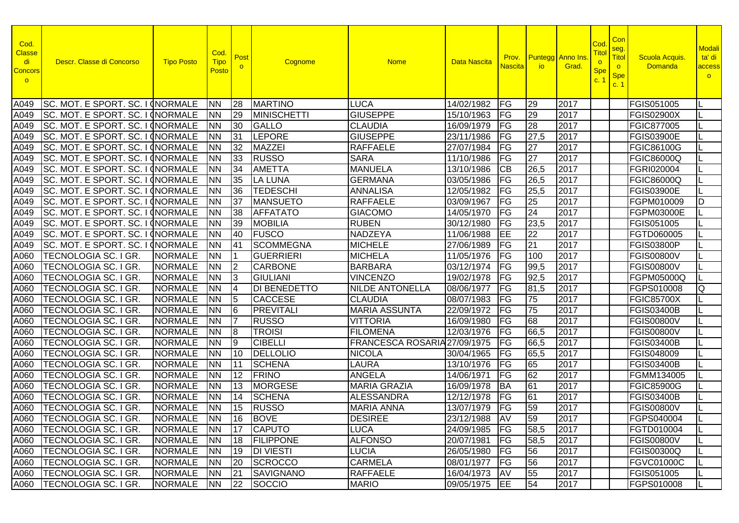| Cod. Classe di Concorso | Descr. Classe di Concorso | Tipo Posto | Cod. Tipo Posto | Posto | Cognome | Nome | Data Nascita | Prov. Nascita | Punteggio | Anno Ins. Grad. | Cod. Titolo Spec. 1 | Con seg. Titolo Spec. 1 | Scuola Acquis. Domanda | Modalita' di accesso |
|---|---|---|---|---|---|---|---|---|---|---|---|---|---|---|
| A049 | SC. MOT. E SPORT. SC. I G | NORMALE | NN | 28 | MARTINO | LUCA | 14/02/1982 | FG | 29 | 2017 | | | FGIS051005 | L |
| A049 | SC. MOT. E SPORT. SC. I G | NORMALE | NN | 29 | MINISCHETTI | GIUSEPPE | 15/10/1963 | FG | 29 | 2017 | | | FGIS02900X | L |
| A049 | SC. MOT. E SPORT. SC. I G | NORMALE | NN | 30 | GALLO | CLAUDIA | 16/09/1979 | FG | 28 | 2017 | | | FGIC877005 | L |
| A049 | SC. MOT. E SPORT. SC. I G | NORMALE | NN | 31 | LEPORE | GIUSEPPE | 23/11/1986 | FG | 27,5 | 2017 | | | FGIS03900E | L |
| A049 | SC. MOT. E SPORT. SC. I G | NORMALE | NN | 32 | MAZZEI | RAFFAELE | 27/07/1984 | FG | 27 | 2017 | | | FGIC86100G | L |
| A049 | SC. MOT. E SPORT. SC. I G | NORMALE | NN | 33 | RUSSO | SARA | 11/10/1986 | FG | 27 | 2017 | | | FGIC86000Q | L |
| A049 | SC. MOT. E SPORT. SC. I G | NORMALE | NN | 34 | AMETTA | MANUELA | 13/10/1986 | CB | 26,5 | 2017 | | | FGRI020004 | L |
| A049 | SC. MOT. E SPORT. SC. I G | NORMALE | NN | 35 | LA LUNA | GERMANA | 03/05/1986 | FG | 26,5 | 2017 | | | FGIC86000Q | L |
| A049 | SC. MOT. E SPORT. SC. I G | NORMALE | NN | 36 | TEDESCHI | ANNALISA | 12/05/1982 | FG | 25,5 | 2017 | | | FGIS03900E | L |
| A049 | SC. MOT. E SPORT. SC. I G | NORMALE | NN | 37 | MANSUETO | RAFFAELE | 03/09/1967 | FG | 25 | 2017 | | | FGPM010009 | D |
| A049 | SC. MOT. E SPORT. SC. I G | NORMALE | NN | 38 | AFFATATO | GIACOMO | 14/05/1970 | FG | 24 | 2017 | | | FGPM03000E | L |
| A049 | SC. MOT. E SPORT. SC. I G | NORMALE | NN | 39 | MOBILIA | RUBEN | 30/12/1980 | FG | 23,5 | 2017 | | | FGIS051005 | L |
| A049 | SC. MOT. E SPORT. SC. I G | NORMALE | NN | 40 | FUSCO | NADZEYA | 11/06/1988 | EE | 22 | 2017 | | | FGTD060005 | L |
| A049 | SC. MOT. E SPORT. SC. I G | NORMALE | NN | 41 | SCOMMEGNA | MICHELE | 27/06/1989 | FG | 21 | 2017 | | | FGIS03800P | L |
| A060 | TECNOLOGIA SC. I GR. | NORMALE | NN | 1 | GUERRIERI | MICHELA | 11/05/1976 | FG | 100 | 2017 | | | FGIS00800V | L |
| A060 | TECNOLOGIA SC. I GR. | NORMALE | NN | 2 | CARBONE | BARBARA | 03/12/1974 | FG | 99,5 | 2017 | | | FGIS00800V | L |
| A060 | TECNOLOGIA SC. I GR. | NORMALE | NN | 3 | GIULIANI | VINCENZO | 19/02/1978 | FG | 92,5 | 2017 | | | FGPM05000Q | L |
| A060 | TECNOLOGIA SC. I GR. | NORMALE | NN | 4 | DI BENEDETTO | NILDE ANTONELLA | 08/06/1977 | FG | 81,5 | 2017 | | | FGPS010008 | Q |
| A060 | TECNOLOGIA SC. I GR. | NORMALE | NN | 5 | CACCESE | CLAUDIA | 08/07/1983 | FG | 75 | 2017 | | | FGIC85700X | L |
| A060 | TECNOLOGIA SC. I GR. | NORMALE | NN | 6 | PREVITALI | MARIA ASSUNTA | 22/09/1972 | FG | 75 | 2017 | | | FGIS03400B | L |
| A060 | TECNOLOGIA SC. I GR. | NORMALE | NN | 7 | RUSSO | VITTORIA | 16/09/1980 | FG | 68 | 2017 | | | FGIS00800V | L |
| A060 | TECNOLOGIA SC. I GR. | NORMALE | NN | 8 | TROISI | FILOMENA | 12/03/1976 | FG | 66,5 | 2017 | | | FGIS00800V | L |
| A060 | TECNOLOGIA SC. I GR. | NORMALE | NN | 9 | CIBELLI | FRANCESCA ROSARIA | 27/09/1975 | FG | 66,5 | 2017 | | | FGIS03400B | L |
| A060 | TECNOLOGIA SC. I GR. | NORMALE | NN | 10 | DELLOLIO | NICOLA | 30/04/1965 | FG | 65,5 | 2017 | | | FGIS048009 | L |
| A060 | TECNOLOGIA SC. I GR. | NORMALE | NN | 11 | SCHENA | LAURA | 13/10/1976 | FG | 65 | 2017 | | | FGIS03400B | L |
| A060 | TECNOLOGIA SC. I GR. | NORMALE | NN | 12 | FRINO | ANGELA | 14/06/1971 | FG | 62 | 2017 | | | FGMM134005 | L |
| A060 | TECNOLOGIA SC. I GR. | NORMALE | NN | 13 | MORGESE | MARIA GRAZIA | 16/09/1978 | BA | 61 | 2017 | | | FGIC85900G | L |
| A060 | TECNOLOGIA SC. I GR. | NORMALE | NN | 14 | SCHENA | ALESSANDRA | 12/12/1978 | FG | 61 | 2017 | | | FGIS03400B | L |
| A060 | TECNOLOGIA SC. I GR. | NORMALE | NN | 15 | RUSSO | MARIA ANNA | 13/07/1979 | FG | 59 | 2017 | | | FGIS00800V | L |
| A060 | TECNOLOGIA SC. I GR. | NORMALE | NN | 16 | BOVE | DESIREE | 23/12/1988 | AV | 59 | 2017 | | | FGPS040004 | L |
| A060 | TECNOLOGIA SC. I GR. | NORMALE | NN | 17 | CAPUTO | LUCA | 24/09/1985 | FG | 58,5 | 2017 | | | FGTD010004 | L |
| A060 | TECNOLOGIA SC. I GR. | NORMALE | NN | 18 | FILIPPONE | ALFONSO | 20/07/1981 | FG | 58,5 | 2017 | | | FGIS00800V | L |
| A060 | TECNOLOGIA SC. I GR. | NORMALE | NN | 19 | DI VIESTI | LUCIA | 26/05/1980 | FG | 56 | 2017 | | | FGIS00300Q | L |
| A060 | TECNOLOGIA SC. I GR. | NORMALE | NN | 20 | SCROCCO | CARMELA | 08/01/1977 | FG | 56 | 2017 | | | FGVC01000C | L |
| A060 | TECNOLOGIA SC. I GR. | NORMALE | NN | 21 | SAVIGNANO | RAFFAELE | 16/04/1973 | AV | 55 | 2017 | | | FGIS051005 | L |
| A060 | TECNOLOGIA SC. I GR. | NORMALE | NN | 22 | SOCCIO | MARIO | 09/05/1975 | EE | 54 | 2017 | | | FGPS010008 | L |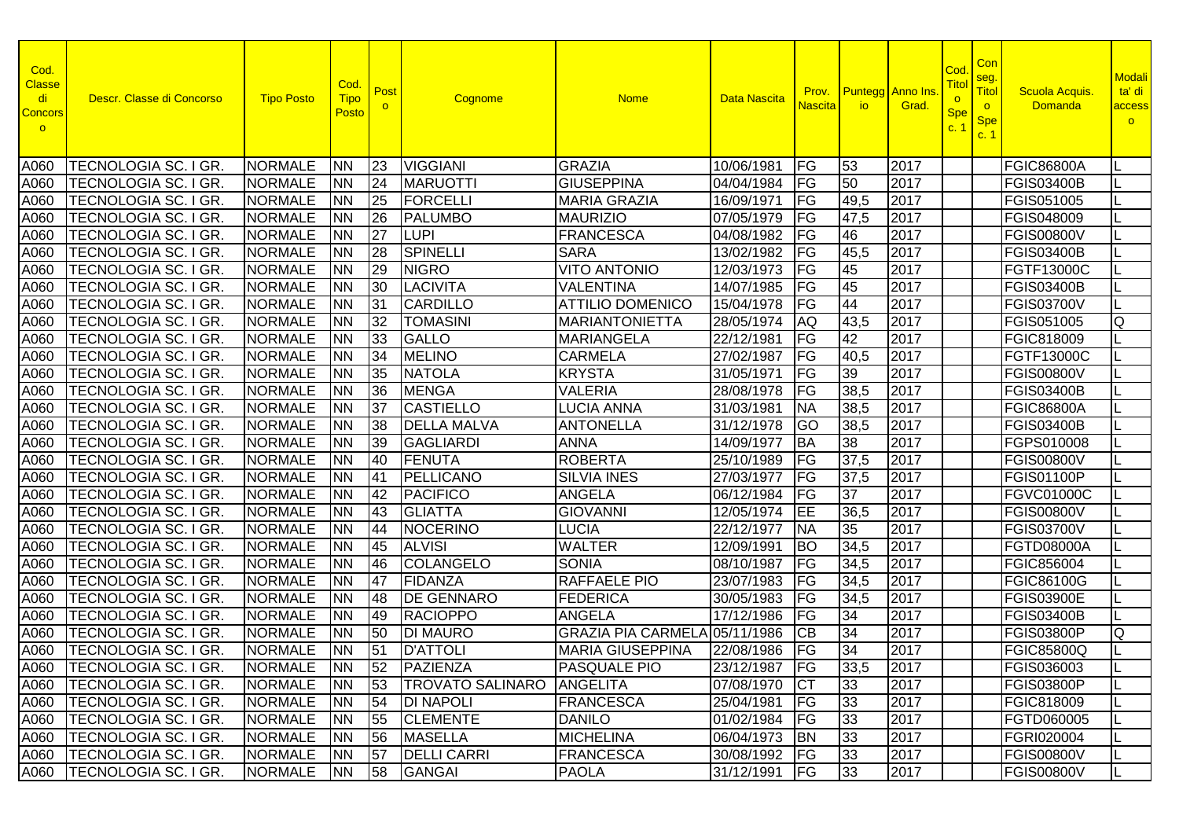| Cod. Classe di Concorso | Descr. Classe di Concorso | Tipo Posto | Cod. Tipo Posto | Posto | Cognome | Nome | Data Nascita | Prov. Nascita | Punteggio | Anno Ins. Grad. | Cod. Titolo Spec. 1 | Conseg. Titolo Spec. 1 | Scuola Acquis. Domanda | Modalita' di accesso |
|---|---|---|---|---|---|---|---|---|---|---|---|---|---|---|
| A060 | TECNOLOGIA SC. I GR. | NORMALE | NN | 23 | VIGGIANI | GRAZIA | 10/06/1981 | FG | 53 | 2017 | | | FGIC86800A | L |
| A060 | TECNOLOGIA SC. I GR. | NORMALE | NN | 24 | MARUOTTI | GIUSEPPINA | 04/04/1984 | FG | 50 | 2017 | | | FGIS03400B | L |
| A060 | TECNOLOGIA SC. I GR. | NORMALE | NN | 25 | FORCELLI | MARIA GRAZIA | 16/09/1971 | FG | 49,5 | 2017 | | | FGIS051005 | L |
| A060 | TECNOLOGIA SC. I GR. | NORMALE | NN | 26 | PALUMBO | MAURIZIO | 07/05/1979 | FG | 47,5 | 2017 | | | FGIS048009 | L |
| A060 | TECNOLOGIA SC. I GR. | NORMALE | NN | 27 | LUPI | FRANCESCA | 04/08/1982 | FG | 46 | 2017 | | | FGIS00800V | L |
| A060 | TECNOLOGIA SC. I GR. | NORMALE | NN | 28 | SPINELLI | SARA | 13/02/1982 | FG | 45,5 | 2017 | | | FGIS03400B | L |
| A060 | TECNOLOGIA SC. I GR. | NORMALE | NN | 29 | NIGRO | VITO ANTONIO | 12/03/1973 | FG | 45 | 2017 | | | FGTF13000C | L |
| A060 | TECNOLOGIA SC. I GR. | NORMALE | NN | 30 | LACIVITA | VALENTINA | 14/07/1985 | FG | 45 | 2017 | | | FGIS03400B | L |
| A060 | TECNOLOGIA SC. I GR. | NORMALE | NN | 31 | CARDILLO | ATTILIO DOMENICO | 15/04/1978 | FG | 44 | 2017 | | | FGIS03700V | L |
| A060 | TECNOLOGIA SC. I GR. | NORMALE | NN | 32 | TOMASINI | MARIANTONIETTA | 28/05/1974 | AQ | 43,5 | 2017 | | | FGIS051005 | Q |
| A060 | TECNOLOGIA SC. I GR. | NORMALE | NN | 33 | GALLO | MARIANGELA | 22/12/1981 | FG | 42 | 2017 | | | FGIC818009 | L |
| A060 | TECNOLOGIA SC. I GR. | NORMALE | NN | 34 | MELINO | CARMELA | 27/02/1987 | FG | 40,5 | 2017 | | | FGTF13000C | L |
| A060 | TECNOLOGIA SC. I GR. | NORMALE | NN | 35 | NATOLA | KRYSTA | 31/05/1971 | FG | 39 | 2017 | | | FGIS00800V | L |
| A060 | TECNOLOGIA SC. I GR. | NORMALE | NN | 36 | MENGA | VALERIA | 28/08/1978 | FG | 38,5 | 2017 | | | FGIS03400B | L |
| A060 | TECNOLOGIA SC. I GR. | NORMALE | NN | 37 | CASTIELLO | LUCIA ANNA | 31/03/1981 | NA | 38,5 | 2017 | | | FGIC86800A | L |
| A060 | TECNOLOGIA SC. I GR. | NORMALE | NN | 38 | DELLA MALVA | ANTONELLA | 31/12/1978 | GO | 38,5 | 2017 | | | FGIS03400B | L |
| A060 | TECNOLOGIA SC. I GR. | NORMALE | NN | 39 | GAGLIARDI | ANNA | 14/09/1977 | BA | 38 | 2017 | | | FGPS010008 | L |
| A060 | TECNOLOGIA SC. I GR. | NORMALE | NN | 40 | FENUTA | ROBERTA | 25/10/1989 | FG | 37,5 | 2017 | | | FGIS00800V | L |
| A060 | TECNOLOGIA SC. I GR. | NORMALE | NN | 41 | PELLICANO | SILVIA INES | 27/03/1977 | FG | 37,5 | 2017 | | | FGIS01100P | L |
| A060 | TECNOLOGIA SC. I GR. | NORMALE | NN | 42 | PACIFICO | ANGELA | 06/12/1984 | FG | 37 | 2017 | | | FGVC01000C | L |
| A060 | TECNOLOGIA SC. I GR. | NORMALE | NN | 43 | GLIATTA | GIOVANNI | 12/05/1974 | EE | 36,5 | 2017 | | | FGIS00800V | L |
| A060 | TECNOLOGIA SC. I GR. | NORMALE | NN | 44 | NOCERINO | LUCIA | 22/12/1977 | NA | 35 | 2017 | | | FGIS03700V | L |
| A060 | TECNOLOGIA SC. I GR. | NORMALE | NN | 45 | ALVISI | WALTER | 12/09/1991 | BO | 34,5 | 2017 | | | FGTD08000A | L |
| A060 | TECNOLOGIA SC. I GR. | NORMALE | NN | 46 | COLANGELO | SONIA | 08/10/1987 | FG | 34,5 | 2017 | | | FGIC856004 | L |
| A060 | TECNOLOGIA SC. I GR. | NORMALE | NN | 47 | FIDANZA | RAFFAELE PIO | 23/07/1983 | FG | 34,5 | 2017 | | | FGIC86100G | L |
| A060 | TECNOLOGIA SC. I GR. | NORMALE | NN | 48 | DE GENNARO | FEDERICA | 30/05/1983 | FG | 34,5 | 2017 | | | FGIS03900E | L |
| A060 | TECNOLOGIA SC. I GR. | NORMALE | NN | 49 | RACIOPPO | ANGELA | 17/12/1986 | FG | 34 | 2017 | | | FGIS03400B | L |
| A060 | TECNOLOGIA SC. I GR. | NORMALE | NN | 50 | DI MAURO | GRAZIA PIA CARMELA | 05/11/1986 | CB | 34 | 2017 | | | FGIS03800P | Q |
| A060 | TECNOLOGIA SC. I GR. | NORMALE | NN | 51 | D'ATTOLI | MARIA GIUSEPPINA | 22/08/1986 | FG | 34 | 2017 | | | FGIC85800Q | L |
| A060 | TECNOLOGIA SC. I GR. | NORMALE | NN | 52 | PAZIENZA | PASQUALE PIO | 23/12/1987 | FG | 33,5 | 2017 | | | FGIS036003 | L |
| A060 | TECNOLOGIA SC. I GR. | NORMALE | NN | 53 | TROVATO SALINARO | ANGELITA | 07/08/1970 | CT | 33 | 2017 | | | FGIS03800P | L |
| A060 | TECNOLOGIA SC. I GR. | NORMALE | NN | 54 | DI NAPOLI | FRANCESCA | 25/04/1981 | FG | 33 | 2017 | | | FGIC818009 | L |
| A060 | TECNOLOGIA SC. I GR. | NORMALE | NN | 55 | CLEMENTE | DANILO | 01/02/1984 | FG | 33 | 2017 | | | FGTD060005 | L |
| A060 | TECNOLOGIA SC. I GR. | NORMALE | NN | 56 | MASELLA | MICHELINA | 06/04/1973 | BN | 33 | 2017 | | | FGRI020004 | L |
| A060 | TECNOLOGIA SC. I GR. | NORMALE | NN | 57 | DELLI CARRI | FRANCESCA | 30/08/1992 | FG | 33 | 2017 | | | FGIS00800V | L |
| A060 | TECNOLOGIA SC. I GR. | NORMALE | NN | 58 | GANGAI | PAOLA | 31/12/1991 | FG | 33 | 2017 | | | FGIS00800V | L |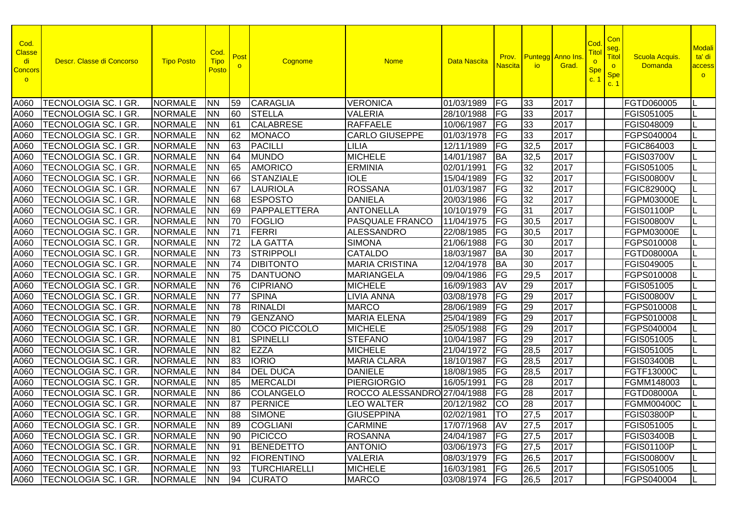| Cod. Classe di Concorso | Descr. Classe di Concorso | Tipo Posto | Cod. Tipo Posto | Posto | Cognome | Nome | Data Nascita | Prov. Nascita | Punteggio | Anno Ins. Grad. | Cod. Titolo Spec. 1 | Conseg. Titolo Spec. 1 | Scuola Acquis. Domanda | Modalita' di accesso |
|---|---|---|---|---|---|---|---|---|---|---|---|---|---|---|
| A060 | TECNOLOGIA SC. I GR. | NORMALE | NN | 59 | CARAGLIA | VERONICA | 01/03/1989 | FG | 33 | 2017 | | | FGTD060005 | L |
| A060 | TECNOLOGIA SC. I GR. | NORMALE | NN | 60 | STELLA | VALERIA | 28/10/1988 | FG | 33 | 2017 | | | FGIS051005 | L |
| A060 | TECNOLOGIA SC. I GR. | NORMALE | NN | 61 | CALABRESE | RAFFAELE | 10/06/1987 | FG | 33 | 2017 | | | FGIS048009 | L |
| A060 | TECNOLOGIA SC. I GR. | NORMALE | NN | 62 | MONACO | CARLO GIUSEPPE | 01/03/1978 | FG | 33 | 2017 | | | FGPS040004 | L |
| A060 | TECNOLOGIA SC. I GR. | NORMALE | NN | 63 | PACILLI | LILIA | 12/11/1989 | FG | 32,5 | 2017 | | | FGIC864003 | L |
| A060 | TECNOLOGIA SC. I GR. | NORMALE | NN | 64 | MUNDO | MICHELE | 14/01/1987 | BA | 32,5 | 2017 | | | FGIS03700V | L |
| A060 | TECNOLOGIA SC. I GR. | NORMALE | NN | 65 | AMORICO | ERMINIA | 02/01/1991 | FG | 32 | 2017 | | | FGIS051005 | L |
| A060 | TECNOLOGIA SC. I GR. | NORMALE | NN | 66 | STANZIALE | IOLE | 15/04/1989 | FG | 32 | 2017 | | | FGIS00800V | L |
| A060 | TECNOLOGIA SC. I GR. | NORMALE | NN | 67 | LAURIOLA | ROSSANA | 01/03/1987 | FG | 32 | 2017 | | | FGIC82900Q | L |
| A060 | TECNOLOGIA SC. I GR. | NORMALE | NN | 68 | ESPOSTO | DANIELA | 20/03/1986 | FG | 32 | 2017 | | | FGPM03000E | L |
| A060 | TECNOLOGIA SC. I GR. | NORMALE | NN | 69 | PAPPALETTERA | ANTONELLA | 10/10/1979 | FG | 31 | 2017 | | | FGIS01100P | L |
| A060 | TECNOLOGIA SC. I GR. | NORMALE | NN | 70 | FOGLIO | PASQUALE FRANCO | 11/04/1975 | FG | 30,5 | 2017 | | | FGIS00800V | L |
| A060 | TECNOLOGIA SC. I GR. | NORMALE | NN | 71 | FERRI | ALESSANDRO | 22/08/1985 | FG | 30,5 | 2017 | | | FGPM03000E | L |
| A060 | TECNOLOGIA SC. I GR. | NORMALE | NN | 72 | LA GATTA | SIMONA | 21/06/1988 | FG | 30 | 2017 | | | FGPS010008 | L |
| A060 | TECNOLOGIA SC. I GR. | NORMALE | NN | 73 | STRIPPOLI | CATALDO | 18/03/1987 | BA | 30 | 2017 | | | FGTD08000A | L |
| A060 | TECNOLOGIA SC. I GR. | NORMALE | NN | 74 | DIBITONTO | MARIA CRISTINA | 12/04/1978 | BA | 30 | 2017 | | | FGIS049005 | L |
| A060 | TECNOLOGIA SC. I GR. | NORMALE | NN | 75 | DANTUONO | MARIANGELA | 09/04/1986 | FG | 29,5 | 2017 | | | FGPS010008 | L |
| A060 | TECNOLOGIA SC. I GR. | NORMALE | NN | 76 | CIPRIANO | MICHELE | 16/09/1983 | AV | 29 | 2017 | | | FGIS051005 | L |
| A060 | TECNOLOGIA SC. I GR. | NORMALE | NN | 77 | SPINA | LIVIA ANNA | 03/08/1978 | FG | 29 | 2017 | | | FGIS00800V | L |
| A060 | TECNOLOGIA SC. I GR. | NORMALE | NN | 78 | RINALDI | MARCO | 28/06/1989 | FG | 29 | 2017 | | | FGPS010008 | L |
| A060 | TECNOLOGIA SC. I GR. | NORMALE | NN | 79 | GENZANO | MARIA ELENA | 25/04/1989 | FG | 29 | 2017 | | | FGPS010008 | L |
| A060 | TECNOLOGIA SC. I GR. | NORMALE | NN | 80 | COCO PICCOLO | MICHELE | 25/05/1988 | FG | 29 | 2017 | | | FGPS040004 | L |
| A060 | TECNOLOGIA SC. I GR. | NORMALE | NN | 81 | SPINELLI | STEFANO | 10/04/1987 | FG | 29 | 2017 | | | FGIS051005 | L |
| A060 | TECNOLOGIA SC. I GR. | NORMALE | NN | 82 | EZZA | MICHELE | 21/04/1972 | FG | 28,5 | 2017 | | | FGIS051005 | L |
| A060 | TECNOLOGIA SC. I GR. | NORMALE | NN | 83 | IORIO | MARIA CLARA | 18/10/1987 | FG | 28,5 | 2017 | | | FGIS03400B | L |
| A060 | TECNOLOGIA SC. I GR. | NORMALE | NN | 84 | DEL DUCA | DANIELE | 18/08/1985 | FG | 28,5 | 2017 | | | FGTF13000C | L |
| A060 | TECNOLOGIA SC. I GR. | NORMALE | NN | 85 | MERCALDI | PIERGIORGIO | 16/05/1991 | FG | 28 | 2017 | | | FGMM148003 | L |
| A060 | TECNOLOGIA SC. I GR. | NORMALE | NN | 86 | COLANGELO | ROCCO ALESSANDRO | 27/04/1988 | FG | 28 | 2017 | | | FGTD08000A | L |
| A060 | TECNOLOGIA SC. I GR. | NORMALE | NN | 87 | PERNICE | LEO WALTER | 20/12/1982 | CO | 28 | 2017 | | | FGMM00400C | L |
| A060 | TECNOLOGIA SC. I GR. | NORMALE | NN | 88 | SIMONE | GIUSEPPINA | 02/02/1981 | TO | 27,5 | 2017 | | | FGIS03800P | L |
| A060 | TECNOLOGIA SC. I GR. | NORMALE | NN | 89 | COGLIANI | CARMINE | 17/07/1968 | AV | 27,5 | 2017 | | | FGIS051005 | L |
| A060 | TECNOLOGIA SC. I GR. | NORMALE | NN | 90 | PICICCO | ROSANNA | 24/04/1987 | FG | 27,5 | 2017 | | | FGIS03400B | L |
| A060 | TECNOLOGIA SC. I GR. | NORMALE | NN | 91 | BENEDETTO | ANTONIO | 03/06/1973 | FG | 27,5 | 2017 | | | FGIS01100P | L |
| A060 | TECNOLOGIA SC. I GR. | NORMALE | NN | 92 | FIORENTINO | VALERIA | 08/03/1979 | FG | 26,5 | 2017 | | | FGIS00800V | L |
| A060 | TECNOLOGIA SC. I GR. | NORMALE | NN | 93 | TURCHIARELLI | MICHELE | 16/03/1981 | FG | 26,5 | 2017 | | | FGIS051005 | L |
| A060 | TECNOLOGIA SC. I GR. | NORMALE | NN | 94 | CURATO | MARCO | 03/08/1974 | FG | 26,5 | 2017 | | | FGPS040004 | L |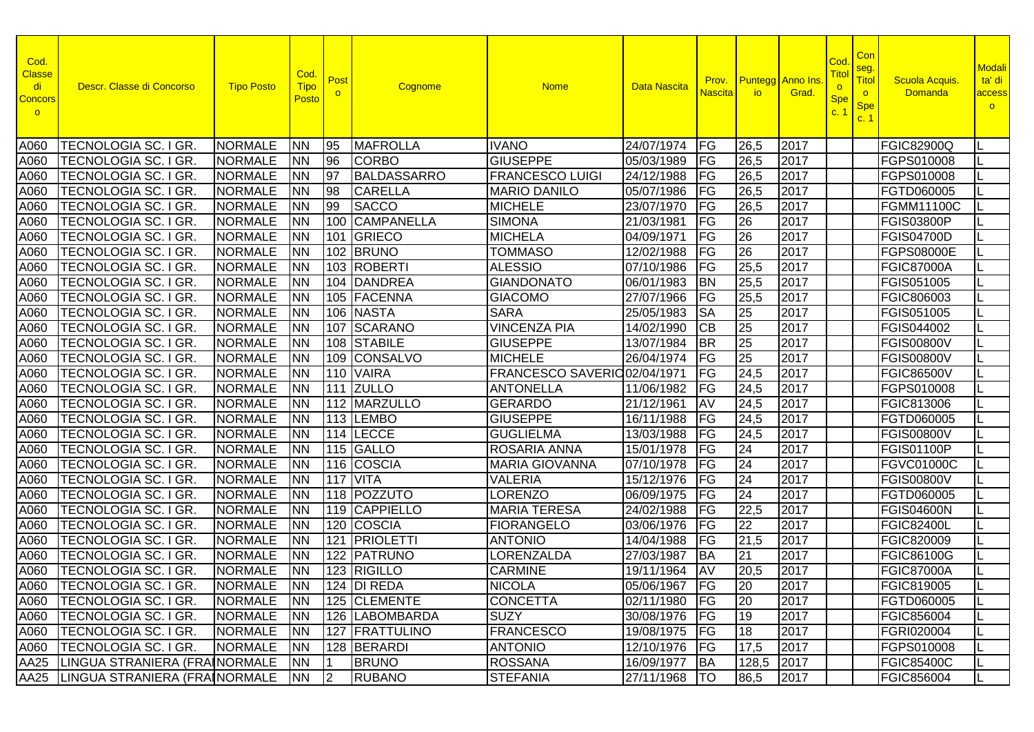| Cod. Classe di Concorso | Descr. Classe di Concorso | Tipo Posto | Cod. Tipo Posto | Posto | Cognome | Nome | Data Nascita | Prov. Nascita | Punteggio | Anno Ins. Grad. | Cod. Titolo Spec. 1 | Conseg. Titolo Spec. 1 | Scuola Acquis. Domanda | Modalita' di accesso |
|---|---|---|---|---|---|---|---|---|---|---|---|---|---|---|
| A060 | TECNOLOGIA SC. I GR. | NORMALE | NN | 95 | MAFROLLA | IVANO | 24/07/1974 | FG | 26,5 | 2017 | | | FGIC82900Q | L |
| A060 | TECNOLOGIA SC. I GR. | NORMALE | NN | 96 | CORBO | GIUSEPPE | 05/03/1989 | FG | 26,5 | 2017 | | | FGPS010008 | L |
| A060 | TECNOLOGIA SC. I GR. | NORMALE | NN | 97 | BALDASSARRO | FRANCESCO LUIGI | 24/12/1988 | FG | 26,5 | 2017 | | | FGPS010008 | L |
| A060 | TECNOLOGIA SC. I GR. | NORMALE | NN | 98 | CARELLA | MARIO DANILO | 05/07/1986 | FG | 26,5 | 2017 | | | FGTD060005 | L |
| A060 | TECNOLOGIA SC. I GR. | NORMALE | NN | 99 | SACCO | MICHELE | 23/07/1970 | FG | 26,5 | 2017 | | | FGMM11100C | L |
| A060 | TECNOLOGIA SC. I GR. | NORMALE | NN | 100 | CAMPANELLA | SIMONA | 21/03/1981 | FG | 26 | 2017 | | | FGIS03800P | L |
| A060 | TECNOLOGIA SC. I GR. | NORMALE | NN | 101 | GRIECO | MICHELA | 04/09/1971 | FG | 26 | 2017 | | | FGIS04700D | L |
| A060 | TECNOLOGIA SC. I GR. | NORMALE | NN | 102 | BRUNO | TOMMASO | 12/02/1988 | FG | 26 | 2017 | | | FGPS08000E | L |
| A060 | TECNOLOGIA SC. I GR. | NORMALE | NN | 103 | ROBERTI | ALESSIO | 07/10/1986 | FG | 25,5 | 2017 | | | FGIC87000A | L |
| A060 | TECNOLOGIA SC. I GR. | NORMALE | NN | 104 | DANDREA | GIANDONATO | 06/01/1983 | BN | 25,5 | 2017 | | | FGIS051005 | L |
| A060 | TECNOLOGIA SC. I GR. | NORMALE | NN | 105 | FACENNA | GIACOMO | 27/07/1966 | FG | 25,5 | 2017 | | | FGIC806003 | L |
| A060 | TECNOLOGIA SC. I GR. | NORMALE | NN | 106 | NASTA | SARA | 25/05/1983 | SA | 25 | 2017 | | | FGIS051005 | L |
| A060 | TECNOLOGIA SC. I GR. | NORMALE | NN | 107 | SCARANO | VINCENZA PIA | 14/02/1990 | CB | 25 | 2017 | | | FGIS044002 | L |
| A060 | TECNOLOGIA SC. I GR. | NORMALE | NN | 108 | STABILE | GIUSEPPE | 13/07/1984 | BR | 25 | 2017 | | | FGIS00800V | L |
| A060 | TECNOLOGIA SC. I GR. | NORMALE | NN | 109 | CONSALVO | MICHELE | 26/04/1974 | FG | 25 | 2017 | | | FGIS00800V | L |
| A060 | TECNOLOGIA SC. I GR. | NORMALE | NN | 110 | VAIRA | FRANCESCO SAVERIO | 02/04/1971 | FG | 24,5 | 2017 | | | FGIC86500V | L |
| A060 | TECNOLOGIA SC. I GR. | NORMALE | NN | 111 | ZULLO | ANTONELLA | 11/06/1982 | FG | 24,5 | 2017 | | | FGPS010008 | L |
| A060 | TECNOLOGIA SC. I GR. | NORMALE | NN | 112 | MARZULLO | GERARDO | 21/12/1961 | AV | 24,5 | 2017 | | | FGIC813006 | L |
| A060 | TECNOLOGIA SC. I GR. | NORMALE | NN | 113 | LEMBO | GIUSEPPE | 16/11/1988 | FG | 24,5 | 2017 | | | FGTD060005 | L |
| A060 | TECNOLOGIA SC. I GR. | NORMALE | NN | 114 | LECCE | GUGLIELMA | 13/03/1988 | FG | 24,5 | 2017 | | | FGIS00800V | L |
| A060 | TECNOLOGIA SC. I GR. | NORMALE | NN | 115 | GALLO | ROSARIA ANNA | 15/01/1978 | FG | 24 | 2017 | | | FGIS01100P | L |
| A060 | TECNOLOGIA SC. I GR. | NORMALE | NN | 116 | COSCIA | MARIA GIOVANNA | 07/10/1978 | FG | 24 | 2017 | | | FGVC01000C | L |
| A060 | TECNOLOGIA SC. I GR. | NORMALE | NN | 117 | VITA | VALERIA | 15/12/1976 | FG | 24 | 2017 | | | FGIS00800V | L |
| A060 | TECNOLOGIA SC. I GR. | NORMALE | NN | 118 | POZZUTO | LORENZO | 06/09/1975 | FG | 24 | 2017 | | | FGTD060005 | L |
| A060 | TECNOLOGIA SC. I GR. | NORMALE | NN | 119 | CAPPIELLO | MARIA TERESA | 24/02/1988 | FG | 22,5 | 2017 | | | FGIS04600N | L |
| A060 | TECNOLOGIA SC. I GR. | NORMALE | NN | 120 | COSCIA | FIORANGELO | 03/06/1976 | FG | 22 | 2017 | | | FGIC82400L | L |
| A060 | TECNOLOGIA SC. I GR. | NORMALE | NN | 121 | PRIOLETTI | ANTONIO | 14/04/1988 | FG | 21,5 | 2017 | | | FGIC820009 | L |
| A060 | TECNOLOGIA SC. I GR. | NORMALE | NN | 122 | PATRUNO | LORENZALDA | 27/03/1987 | BA | 21 | 2017 | | | FGIC86100G | L |
| A060 | TECNOLOGIA SC. I GR. | NORMALE | NN | 123 | RIGILLO | CARMINE | 19/11/1964 | AV | 20,5 | 2017 | | | FGIC87000A | L |
| A060 | TECNOLOGIA SC. I GR. | NORMALE | NN | 124 | DI REDA | NICOLA | 05/06/1967 | FG | 20 | 2017 | | | FGIC819005 | L |
| A060 | TECNOLOGIA SC. I GR. | NORMALE | NN | 125 | CLEMENTE | CONCETTA | 02/11/1980 | FG | 20 | 2017 | | | FGTD060005 | L |
| A060 | TECNOLOGIA SC. I GR. | NORMALE | NN | 126 | LABOMBARDA | SUZY | 30/08/1976 | FG | 19 | 2017 | | | FGIC856004 | L |
| A060 | TECNOLOGIA SC. I GR. | NORMALE | NN | 127 | FRATTULINO | FRANCESCO | 19/08/1975 | FG | 18 | 2017 | | | FGRI020004 | L |
| A060 | TECNOLOGIA SC. I GR. | NORMALE | NN | 128 | BERARDI | ANTONIO | 12/10/1976 | FG | 17,5 | 2017 | | | FGPS010008 | L |
| AA25 | LINGUA STRANIERA (FRA | NORMALE | NN | 1 | BRUNO | ROSSANA | 16/09/1977 | BA | 128,5 | 2017 | | | FGIC85400C | L |
| AA25 | LINGUA STRANIERA (FRA | NORMALE | NN | 2 | RUBANO | STEFANIA | 27/11/1968 | TO | 86,5 | 2017 | | | FGIC856004 | L |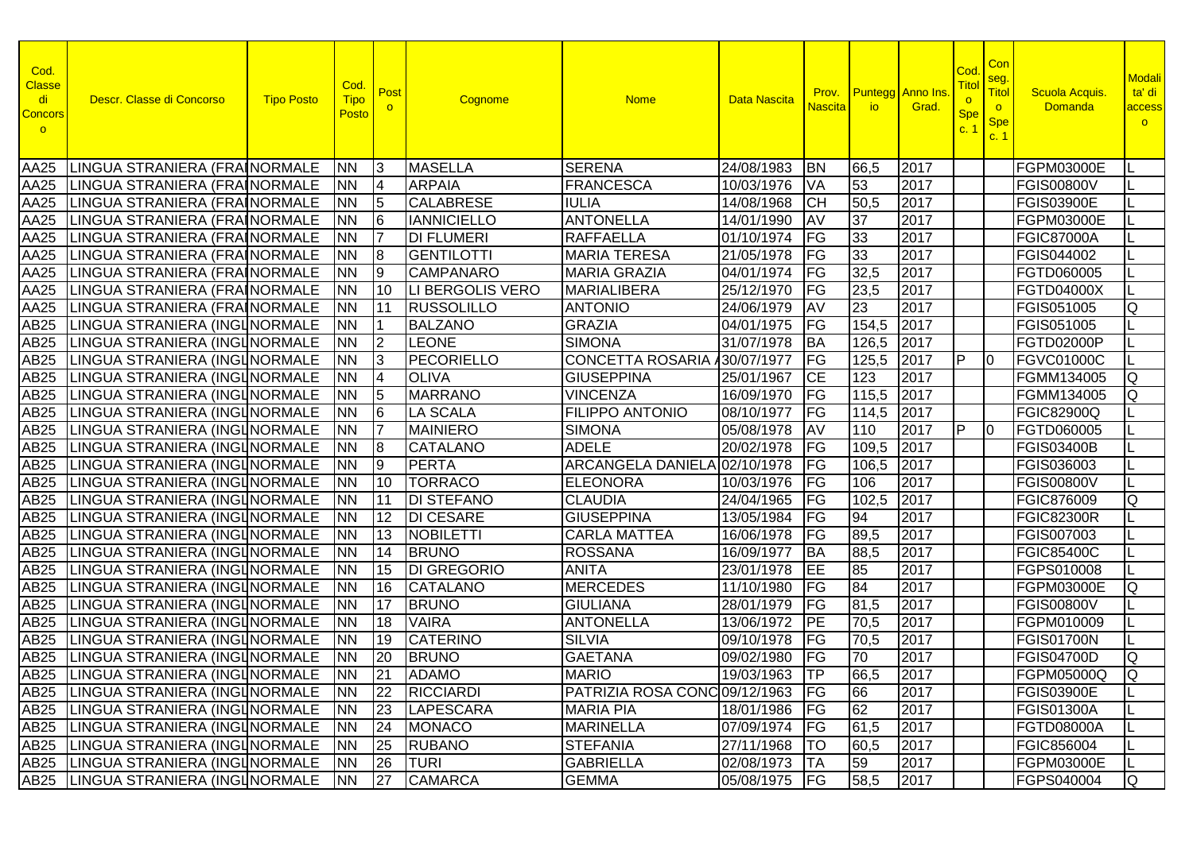| Cod. Classe di Concorso | Descr. Classe di Concorso | Tipo Posto | Cod. Tipo Posto | Posto | Cognome | Nome | Data Nascita | Prov. Nascita | Punteggio | Anno Ins. Grad. | Cod. Titolo Spec. 1 | Conseg. Titolo Spec. 1 | Scuola Acquis. Domanda | Modalita' di accesso |
|---|---|---|---|---|---|---|---|---|---|---|---|---|---|---|
| AA25 | LINGUA STRANIERA (FRA | NORMALE | NN | 3 | MASELLA | SERENA | 24/08/1983 | BN | 66,5 | 2017 | | | FGPM03000E | L |
| AA25 | LINGUA STRANIERA (FRA | NORMALE | NN | 4 | ARPAIA | FRANCESCA | 10/03/1976 | VA | 53 | 2017 | | | FGIS00800V | L |
| AA25 | LINGUA STRANIERA (FRA | NORMALE | NN | 5 | CALABRESE | IULIA | 14/08/1968 | CH | 50,5 | 2017 | | | FGIS03900E | L |
| AA25 | LINGUA STRANIERA (FRA | NORMALE | NN | 6 | IANNICIELLO | ANTONELLA | 14/01/1990 | AV | 37 | 2017 | | | FGPM03000E | L |
| AA25 | LINGUA STRANIERA (FRA | NORMALE | NN | 7 | DI FLUMERI | RAFFAELLA | 01/10/1974 | FG | 33 | 2017 | | | FGIC87000A | L |
| AA25 | LINGUA STRANIERA (FRA | NORMALE | NN | 8 | GENTILOTTI | MARIA TERESA | 21/05/1978 | FG | 33 | 2017 | | | FGIS044002 | L |
| AA25 | LINGUA STRANIERA (FRA | NORMALE | NN | 9 | CAMPANARO | MARIA GRAZIA | 04/01/1974 | FG | 32,5 | 2017 | | | FGTD060005 | L |
| AA25 | LINGUA STRANIERA (FRA | NORMALE | NN | 10 | LI BERGOLIS VERO | MARIALIBERA | 25/12/1970 | FG | 23,5 | 2017 | | | FGTD04000X | L |
| AA25 | LINGUA STRANIERA (FRA | NORMALE | NN | 11 | RUSSOLILLO | ANTONIO | 24/06/1979 | AV | 23 | 2017 | | | FGIS051005 | Q |
| AB25 | LINGUA STRANIERA (INGL | NORMALE | NN | 1 | BALZANO | GRAZIA | 04/01/1975 | FG | 154,5 | 2017 | | | FGIS051005 | L |
| AB25 | LINGUA STRANIERA (INGL | NORMALE | NN | 2 | LEONE | SIMONA | 31/07/1978 | BA | 126,5 | 2017 | | | FGTD02000P | L |
| AB25 | LINGUA STRANIERA (INGL | NORMALE | NN | 3 | PECORIELLO | CONCETTA ROSARIA | 30/07/1977 | FG | 125,5 | 2017 | P | 0 | FGVC01000C | L |
| AB25 | LINGUA STRANIERA (INGL | NORMALE | NN | 4 | OLIVA | GIUSEPPINA | 25/01/1967 | CE | 123 | 2017 | | | FGMM134005 | Q |
| AB25 | LINGUA STRANIERA (INGL | NORMALE | NN | 5 | MARRANO | VINCENZA | 16/09/1970 | FG | 115,5 | 2017 | | | FGMM134005 | Q |
| AB25 | LINGUA STRANIERA (INGL | NORMALE | NN | 6 | LA SCALA | FILIPPO ANTONIO | 08/10/1977 | FG | 114,5 | 2017 | | | FGIC82900Q | L |
| AB25 | LINGUA STRANIERA (INGL | NORMALE | NN | 7 | MAINIERO | SIMONA | 05/08/1978 | AV | 110 | 2017 | P | 0 | FGTD060005 | L |
| AB25 | LINGUA STRANIERA (INGL | NORMALE | NN | 8 | CATALANO | ADELE | 20/02/1978 | FG | 109,5 | 2017 | | | FGIS03400B | L |
| AB25 | LINGUA STRANIERA (INGL | NORMALE | NN | 9 | PERTA | ARCANGELA DANIELA | 02/10/1978 | FG | 106,5 | 2017 | | | FGIS036003 | L |
| AB25 | LINGUA STRANIERA (INGL | NORMALE | NN | 10 | TORRACO | ELEONORA | 10/03/1976 | FG | 106 | 2017 | | | FGIS00800V | L |
| AB25 | LINGUA STRANIERA (INGL | NORMALE | NN | 11 | DI STEFANO | CLAUDIA | 24/04/1965 | FG | 102,5 | 2017 | | | FGIC876009 | Q |
| AB25 | LINGUA STRANIERA (INGL | NORMALE | NN | 12 | DI CESARE | GIUSEPPINA | 13/05/1984 | FG | 94 | 2017 | | | FGIC82300R | L |
| AB25 | LINGUA STRANIERA (INGL | NORMALE | NN | 13 | NOBILETTI | CARLA MATTEA | 16/06/1978 | FG | 89,5 | 2017 | | | FGIS007003 | L |
| AB25 | LINGUA STRANIERA (INGL | NORMALE | NN | 14 | BRUNO | ROSSANA | 16/09/1977 | BA | 88,5 | 2017 | | | FGIC85400C | L |
| AB25 | LINGUA STRANIERA (INGL | NORMALE | NN | 15 | DI GREGORIO | ANITA | 23/01/1978 | EE | 85 | 2017 | | | FGPS010008 | L |
| AB25 | LINGUA STRANIERA (INGL | NORMALE | NN | 16 | CATALANO | MERCEDES | 11/10/1980 | FG | 84 | 2017 | | | FGPM03000E | Q |
| AB25 | LINGUA STRANIERA (INGL | NORMALE | NN | 17 | BRUNO | GIULIANA | 28/01/1979 | FG | 81,5 | 2017 | | | FGIS00800V | L |
| AB25 | LINGUA STRANIERA (INGL | NORMALE | NN | 18 | VAIRA | ANTONELLA | 13/06/1972 | PE | 70,5 | 2017 | | | FGPM010009 | L |
| AB25 | LINGUA STRANIERA (INGL | NORMALE | NN | 19 | CATERINO | SILVIA | 09/10/1978 | FG | 70,5 | 2017 | | | FGIS01700N | L |
| AB25 | LINGUA STRANIERA (INGL | NORMALE | NN | 20 | BRUNO | GAETANA | 09/02/1980 | FG | 70 | 2017 | | | FGIS04700D | Q |
| AB25 | LINGUA STRANIERA (INGL | NORMALE | NN | 21 | ADAMO | MARIO | 19/03/1963 | TP | 66,5 | 2017 | | | FGPM05000Q | Q |
| AB25 | LINGUA STRANIERA (INGL | NORMALE | NN | 22 | RICCIARDI | PATRIZIA ROSA CONC | 09/12/1963 | FG | 66 | 2017 | | | FGIS03900E | L |
| AB25 | LINGUA STRANIERA (INGL | NORMALE | NN | 23 | LAPESCARA | MARIA PIA | 18/01/1986 | FG | 62 | 2017 | | | FGIS01300A | L |
| AB25 | LINGUA STRANIERA (INGL | NORMALE | NN | 24 | MONACO | MARINELLA | 07/09/1974 | FG | 61,5 | 2017 | | | FGTD08000A | L |
| AB25 | LINGUA STRANIERA (INGL | NORMALE | NN | 25 | RUBANO | STEFANIA | 27/11/1968 | TO | 60,5 | 2017 | | | FGIC856004 | L |
| AB25 | LINGUA STRANIERA (INGL | NORMALE | NN | 26 | TURI | GABRIELLA | 02/08/1973 | TA | 59 | 2017 | | | FGPM03000E | L |
| AB25 | LINGUA STRANIERA (INGL | NORMALE | NN | 27 | CAMARCA | GEMMA | 05/08/1975 | FG | 58,5 | 2017 | | | FGPS040004 | Q |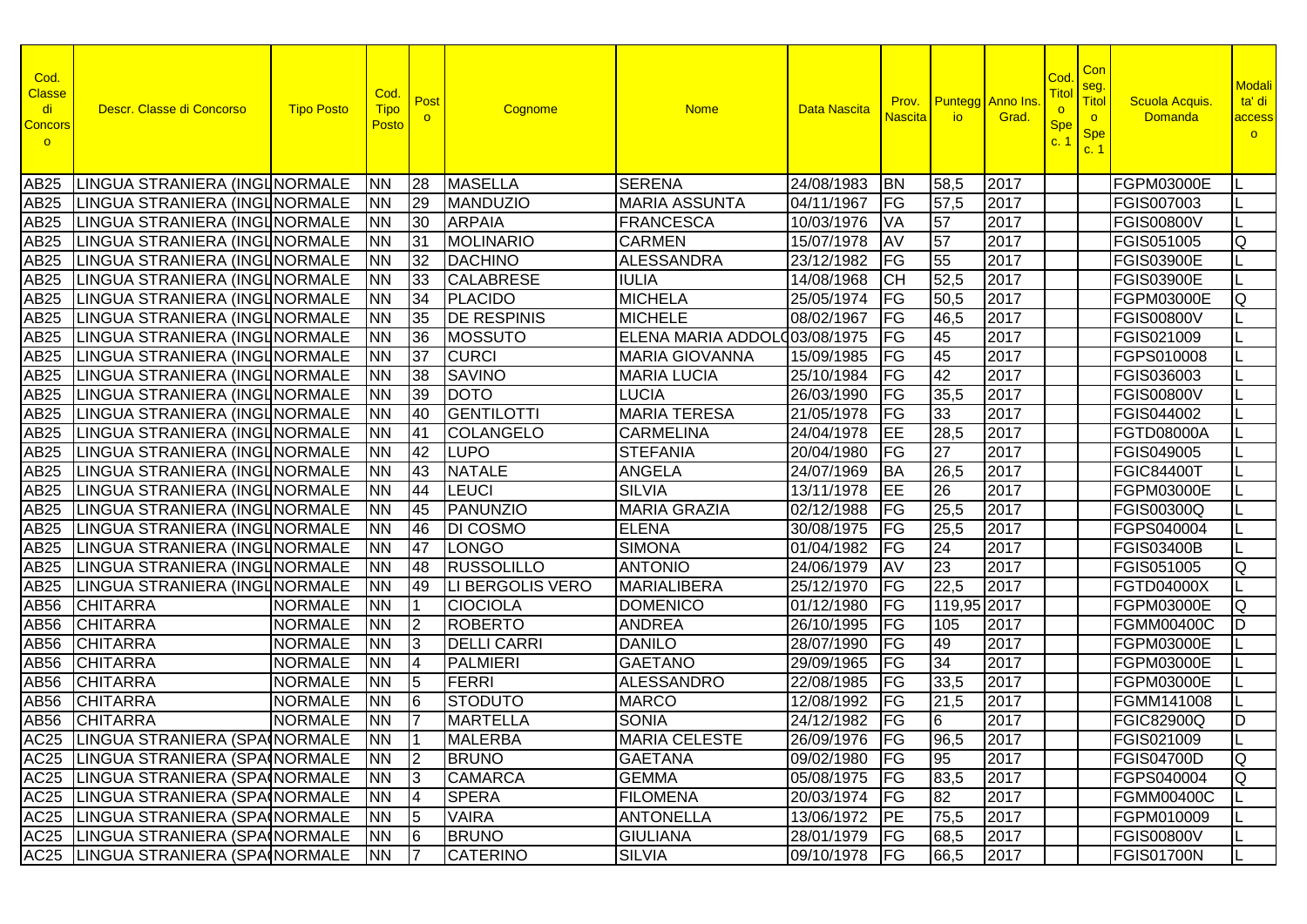| Cod. Classe di Concorso | Descr. Classe di Concorso | Tipo Posto | Cod. Tipo Posto | Posto | Cognome | Nome | Data Nascita | Prov. Nascita | Punteggio | Anno Ins. Grad. | Cod. Titolo Spec. 1 | Conseg. Titolo Spec. 1 | Scuola Acquis. Domanda | Modalita' di accesso |
|---|---|---|---|---|---|---|---|---|---|---|---|---|---|---|
| AB25 | LINGUA STRANIERA (INGL | NORMALE | NN | 28 | MASELLA | SERENA | 24/08/1983 | BN | 58,5 | 2017 | | | FGPM03000E | L |
| AB25 | LINGUA STRANIERA (INGL | NORMALE | NN | 29 | MANDUZIO | MARIA ASSUNTA | 04/11/1967 | FG | 57,5 | 2017 | | | FGIS007003 | L |
| AB25 | LINGUA STRANIERA (INGL | NORMALE | NN | 30 | ARPAIA | FRANCESCA | 10/03/1976 | VA | 57 | 2017 | | | FGIS00800V | L |
| AB25 | LINGUA STRANIERA (INGL | NORMALE | NN | 31 | MOLINARIO | CARMEN | 15/07/1978 | AV | 57 | 2017 | | | FGIS051005 | Q |
| AB25 | LINGUA STRANIERA (INGL | NORMALE | NN | 32 | DACHINO | ALESSANDRA | 23/12/1982 | FG | 55 | 2017 | | | FGIS03900E | L |
| AB25 | LINGUA STRANIERA (INGL | NORMALE | NN | 33 | CALABRESE | IULIA | 14/08/1968 | CH | 52,5 | 2017 | | | FGIS03900E | L |
| AB25 | LINGUA STRANIERA (INGL | NORMALE | NN | 34 | PLACIDO | MICHELA | 25/05/1974 | FG | 50,5 | 2017 | | | FGPM03000E | Q |
| AB25 | LINGUA STRANIERA (INGL | NORMALE | NN | 35 | DE RESPINIS | MICHELE | 08/02/1967 | FG | 46,5 | 2017 | | | FGIS00800V | L |
| AB25 | LINGUA STRANIERA (INGL | NORMALE | NN | 36 | MOSSUTO | ELENA MARIA ADDOLO | 03/08/1975 | FG | 45 | 2017 | | | FGIS021009 | L |
| AB25 | LINGUA STRANIERA (INGL | NORMALE | NN | 37 | CURCI | MARIA GIOVANNA | 15/09/1985 | FG | 45 | 2017 | | | FGPS010008 | L |
| AB25 | LINGUA STRANIERA (INGL | NORMALE | NN | 38 | SAVINO | MARIA LUCIA | 25/10/1984 | FG | 42 | 2017 | | | FGIS036003 | L |
| AB25 | LINGUA STRANIERA (INGL | NORMALE | NN | 39 | DOTO | LUCIA | 26/03/1990 | FG | 35,5 | 2017 | | | FGIS00800V | L |
| AB25 | LINGUA STRANIERA (INGL | NORMALE | NN | 40 | GENTILOTTI | MARIA TERESA | 21/05/1978 | FG | 33 | 2017 | | | FGIS044002 | L |
| AB25 | LINGUA STRANIERA (INGL | NORMALE | NN | 41 | COLANGELO | CARMELINA | 24/04/1978 | EE | 28,5 | 2017 | | | FGTD08000A | L |
| AB25 | LINGUA STRANIERA (INGL | NORMALE | NN | 42 | LUPO | STEFANIA | 20/04/1980 | FG | 27 | 2017 | | | FGIS049005 | L |
| AB25 | LINGUA STRANIERA (INGL | NORMALE | NN | 43 | NATALE | ANGELA | 24/07/1969 | BA | 26,5 | 2017 | | | FGIC84400T | L |
| AB25 | LINGUA STRANIERA (INGL | NORMALE | NN | 44 | LEUCI | SILVIA | 13/11/1978 | EE | 26 | 2017 | | | FGPM03000E | L |
| AB25 | LINGUA STRANIERA (INGL | NORMALE | NN | 45 | PANUNZIO | MARIA GRAZIA | 02/12/1988 | FG | 25,5 | 2017 | | | FGIS00300Q | L |
| AB25 | LINGUA STRANIERA (INGL | NORMALE | NN | 46 | DI COSMO | ELENA | 30/08/1975 | FG | 25,5 | 2017 | | | FGPS040004 | L |
| AB25 | LINGUA STRANIERA (INGL | NORMALE | NN | 47 | LONGO | SIMONA | 01/04/1982 | FG | 24 | 2017 | | | FGIS03400B | L |
| AB25 | LINGUA STRANIERA (INGL | NORMALE | NN | 48 | RUSSOLILLO | ANTONIO | 24/06/1979 | AV | 23 | 2017 | | | FGIS051005 | Q |
| AB25 | LINGUA STRANIERA (INGL | NORMALE | NN | 49 | LI BERGOLIS VERO | MARIALIBERA | 25/12/1970 | FG | 22,5 | 2017 | | | FGTD04000X | L |
| AB56 | CHITARRA | NORMALE | NN | 1 | CIOCIOLA | DOMENICO | 01/12/1980 | FG | 119,95 | 2017 | | | FGPM03000E | Q |
| AB56 | CHITARRA | NORMALE | NN | 2 | ROBERTO | ANDREA | 26/10/1995 | FG | 105 | 2017 | | | FGMM00400C | D |
| AB56 | CHITARRA | NORMALE | NN | 3 | DELLI CARRI | DANILO | 28/07/1990 | FG | 49 | 2017 | | | FGPM03000E | L |
| AB56 | CHITARRA | NORMALE | NN | 4 | PALMIERI | GAETANO | 29/09/1965 | FG | 34 | 2017 | | | FGPM03000E | L |
| AB56 | CHITARRA | NORMALE | NN | 5 | FERRI | ALESSANDRO | 22/08/1985 | FG | 33,5 | 2017 | | | FGPM03000E | L |
| AB56 | CHITARRA | NORMALE | NN | 6 | STODUTO | MARCO | 12/08/1992 | FG | 21,5 | 2017 | | | FGMM141008 | L |
| AB56 | CHITARRA | NORMALE | NN | 7 | MARTELLA | SONIA | 24/12/1982 | FG | 6 | 2017 | | | FGIC82900Q | D |
| AC25 | LINGUA STRANIERA (SPA | NORMALE | NN | 1 | MALERBA | MARIA CELESTE | 26/09/1976 | FG | 96,5 | 2017 | | | FGIS021009 | L |
| AC25 | LINGUA STRANIERA (SPA | NORMALE | NN | 2 | BRUNO | GAETANA | 09/02/1980 | FG | 95 | 2017 | | | FGIS04700D | Q |
| AC25 | LINGUA STRANIERA (SPA | NORMALE | NN | 3 | CAMARCA | GEMMA | 05/08/1975 | FG | 83,5 | 2017 | | | FGPS040004 | Q |
| AC25 | LINGUA STRANIERA (SPA | NORMALE | NN | 4 | SPERA | FILOMENA | 20/03/1974 | FG | 82 | 2017 | | | FGMM00400C | L |
| AC25 | LINGUA STRANIERA (SPA | NORMALE | NN | 5 | VAIRA | ANTONELLA | 13/06/1972 | PE | 75,5 | 2017 | | | FGPM010009 | L |
| AC25 | LINGUA STRANIERA (SPA | NORMALE | NN | 6 | BRUNO | GIULIANA | 28/01/1979 | FG | 68,5 | 2017 | | | FGIS00800V | L |
| AC25 | LINGUA STRANIERA (SPA | NORMALE | NN | 7 | CATERINO | SILVIA | 09/10/1978 | FG | 66,5 | 2017 | | | FGIS01700N | L |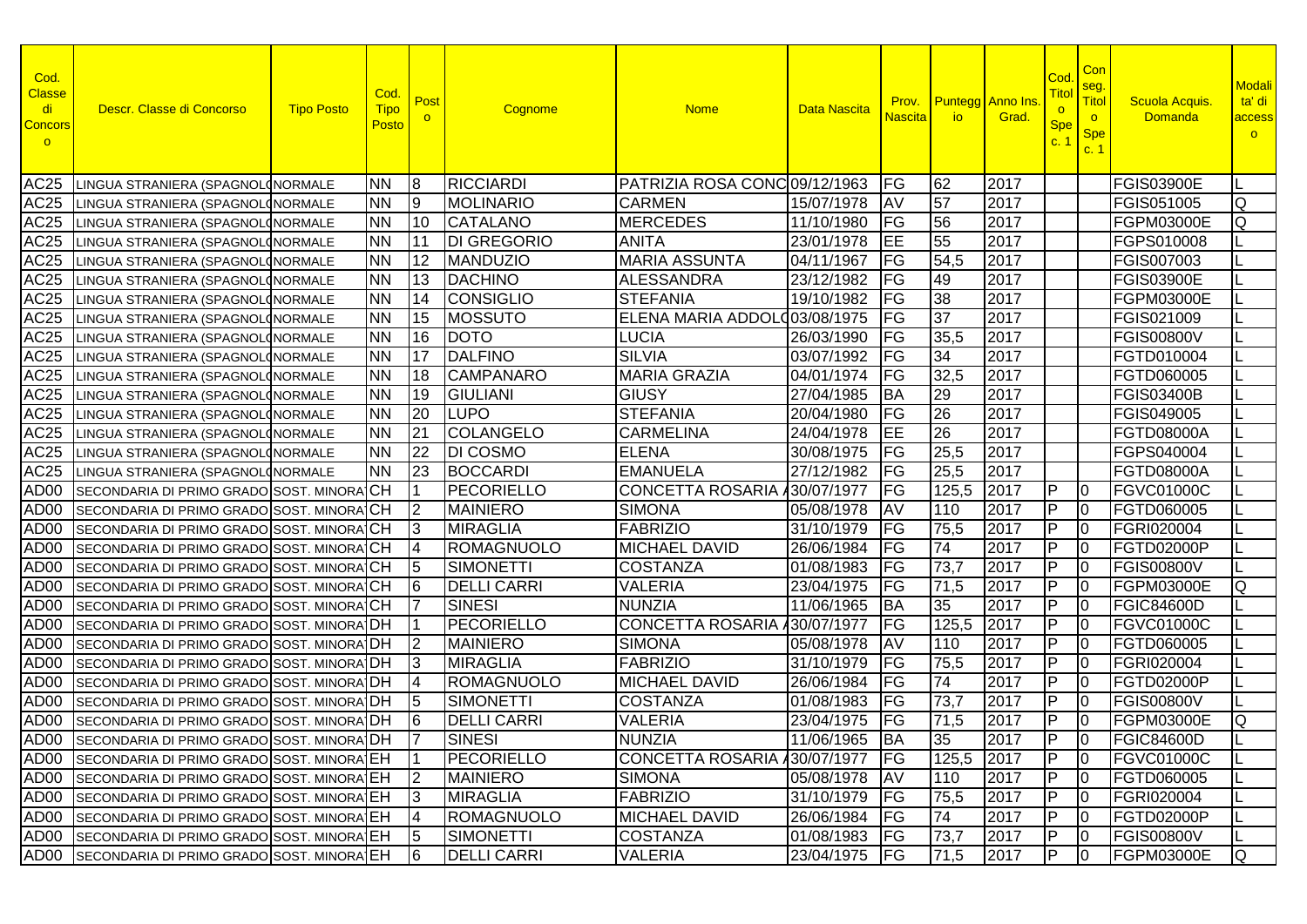| Cod. Classe di Concorso | Descr. Classe di Concorso | Tipo Posto | Cod. Tipo Posto | Posto | Cognome | Nome | Data Nascita | Prov. Nascita | Punteggio | Anno Ins. Grad. | Cod. Titolo Spec. 1 | Conseg. Titolo Spec. 1 | Scuola Acquis. Domanda | Modalita' di accesso |
|---|---|---|---|---|---|---|---|---|---|---|---|---|---|---|
| AC25 | LINGUA STRANIERA (SPAGNOLO | NORMALE | NN | 8 | RICCIARDI | PATRIZIA ROSA CONC | 09/12/1963 | FG | 62 | 2017 | | | FGIS03900E | L |
| AC25 | LINGUA STRANIERA (SPAGNOLO | NORMALE | NN | 9 | MOLINARIO | CARMEN | 15/07/1978 | AV | 57 | 2017 | | | FGIS051005 | Q |
| AC25 | LINGUA STRANIERA (SPAGNOLO | NORMALE | NN | 10 | CATALANO | MERCEDES | 11/10/1980 | FG | 56 | 2017 | | | FGPM03000E | Q |
| AC25 | LINGUA STRANIERA (SPAGNOLO | NORMALE | NN | 11 | DI GREGORIO | ANITA | 23/01/1978 | EE | 55 | 2017 | | | FGPS010008 | L |
| AC25 | LINGUA STRANIERA (SPAGNOLO | NORMALE | NN | 12 | MANDUZIO | MARIA ASSUNTA | 04/11/1967 | FG | 54,5 | 2017 | | | FGIS007003 | L |
| AC25 | LINGUA STRANIERA (SPAGNOLO | NORMALE | NN | 13 | DACHINO | ALESSANDRA | 23/12/1982 | FG | 49 | 2017 | | | FGIS03900E | L |
| AC25 | LINGUA STRANIERA (SPAGNOLO | NORMALE | NN | 14 | CONSIGLIO | STEFANIA | 19/10/1982 | FG | 38 | 2017 | | | FGPM03000E | L |
| AC25 | LINGUA STRANIERA (SPAGNOLO | NORMALE | NN | 15 | MOSSUTO | ELENA MARIA ADDOLO | 03/08/1975 | FG | 37 | 2017 | | | FGIS021009 | L |
| AC25 | LINGUA STRANIERA (SPAGNOLO | NORMALE | NN | 16 | DOTO | LUCIA | 26/03/1990 | FG | 35,5 | 2017 | | | FGIS00800V | L |
| AC25 | LINGUA STRANIERA (SPAGNOLO | NORMALE | NN | 17 | DALFINO | SILVIA | 03/07/1992 | FG | 34 | 2017 | | | FGTD010004 | L |
| AC25 | LINGUA STRANIERA (SPAGNOLO | NORMALE | NN | 18 | CAMPANARO | MARIA GRAZIA | 04/01/1974 | FG | 32,5 | 2017 | | | FGTD060005 | L |
| AC25 | LINGUA STRANIERA (SPAGNOLO | NORMALE | NN | 19 | GIULIANI | GIUSY | 27/04/1985 | BA | 29 | 2017 | | | FGIS03400B | L |
| AC25 | LINGUA STRANIERA (SPAGNOLO | NORMALE | NN | 20 | LUPO | STEFANIA | 20/04/1980 | FG | 26 | 2017 | | | FGIS049005 | L |
| AC25 | LINGUA STRANIERA (SPAGNOLO | NORMALE | NN | 21 | COLANGELO | CARMELINA | 24/04/1978 | EE | 26 | 2017 | | | FGTD08000A | L |
| AC25 | LINGUA STRANIERA (SPAGNOLO | NORMALE | NN | 22 | DI COSMO | ELENA | 30/08/1975 | FG | 25,5 | 2017 | | | FGPS040004 | L |
| AC25 | LINGUA STRANIERA (SPAGNOLO | NORMALE | NN | 23 | BOCCARDI | EMANUELA | 27/12/1982 | FG | 25,5 | 2017 | | | FGTD08000A | L |
| AD00 | SECONDARIA DI PRIMO GRADO | SOST. MINORA | CH | 1 | PECORIELLO | CONCETTA ROSARIA A | 30/07/1977 | FG | 125,5 | 2017 | P | 0 | FGVC01000C | L |
| AD00 | SECONDARIA DI PRIMO GRADO | SOST. MINORA | CH | 2 | MAINIERO | SIMONA | 05/08/1978 | AV | 110 | 2017 | P | 0 | FGTD060005 | L |
| AD00 | SECONDARIA DI PRIMO GRADO | SOST. MINORA | CH | 3 | MIRAGLIA | FABRIZIO | 31/10/1979 | FG | 75,5 | 2017 | P | 0 | FGRI020004 | L |
| AD00 | SECONDARIA DI PRIMO GRADO | SOST. MINORA | CH | 4 | ROMAGNUOLO | MICHAEL DAVID | 26/06/1984 | FG | 74 | 2017 | P | 0 | FGTD02000P | L |
| AD00 | SECONDARIA DI PRIMO GRADO | SOST. MINORA | CH | 5 | SIMONETTI | COSTANZA | 01/08/1983 | FG | 73,7 | 2017 | P | 0 | FGIS00800V | L |
| AD00 | SECONDARIA DI PRIMO GRADO | SOST. MINORA | CH | 6 | DELLI CARRI | VALERIA | 23/04/1975 | FG | 71,5 | 2017 | P | 0 | FGPM03000E | Q |
| AD00 | SECONDARIA DI PRIMO GRADO | SOST. MINORA | CH | 7 | SINESI | NUNZIA | 11/06/1965 | BA | 35 | 2017 | P | 0 | FGIC84600D | L |
| AD00 | SECONDARIA DI PRIMO GRADO | SOST. MINORA | DH | 1 | PECORIELLO | CONCETTA ROSARIA A | 30/07/1977 | FG | 125,5 | 2017 | P | 0 | FGVC01000C | L |
| AD00 | SECONDARIA DI PRIMO GRADO | SOST. MINORA | DH | 2 | MAINIERO | SIMONA | 05/08/1978 | AV | 110 | 2017 | P | 0 | FGTD060005 | L |
| AD00 | SECONDARIA DI PRIMO GRADO | SOST. MINORA | DH | 3 | MIRAGLIA | FABRIZIO | 31/10/1979 | FG | 75,5 | 2017 | P | 0 | FGRI020004 | L |
| AD00 | SECONDARIA DI PRIMO GRADO | SOST. MINORA | DH | 4 | ROMAGNUOLO | MICHAEL DAVID | 26/06/1984 | FG | 74 | 2017 | P | 0 | FGTD02000P | L |
| AD00 | SECONDARIA DI PRIMO GRADO | SOST. MINORA | DH | 5 | SIMONETTI | COSTANZA | 01/08/1983 | FG | 73,7 | 2017 | P | 0 | FGIS00800V | L |
| AD00 | SECONDARIA DI PRIMO GRADO | SOST. MINORA | DH | 6 | DELLI CARRI | VALERIA | 23/04/1975 | FG | 71,5 | 2017 | P | 0 | FGPM03000E | Q |
| AD00 | SECONDARIA DI PRIMO GRADO | SOST. MINORA | DH | 7 | SINESI | NUNZIA | 11/06/1965 | BA | 35 | 2017 | P | 0 | FGIC84600D | L |
| AD00 | SECONDARIA DI PRIMO GRADO | SOST. MINORA | EH | 1 | PECORIELLO | CONCETTA ROSARIA A | 30/07/1977 | FG | 125,5 | 2017 | P | 0 | FGVC01000C | L |
| AD00 | SECONDARIA DI PRIMO GRADO | SOST. MINORA | EH | 2 | MAINIERO | SIMONA | 05/08/1978 | AV | 110 | 2017 | P | 0 | FGTD060005 | L |
| AD00 | SECONDARIA DI PRIMO GRADO | SOST. MINORA | EH | 3 | MIRAGLIA | FABRIZIO | 31/10/1979 | FG | 75,5 | 2017 | P | 0 | FGRI020004 | L |
| AD00 | SECONDARIA DI PRIMO GRADO | SOST. MINORA | EH | 4 | ROMAGNUOLO | MICHAEL DAVID | 26/06/1984 | FG | 74 | 2017 | P | 0 | FGTD02000P | L |
| AD00 | SECONDARIA DI PRIMO GRADO | SOST. MINORA | EH | 5 | SIMONETTI | COSTANZA | 01/08/1983 | FG | 73,7 | 2017 | P | 0 | FGIS00800V | L |
| AD00 | SECONDARIA DI PRIMO GRADO | SOST. MINORA | EH | 6 | DELLI CARRI | VALERIA | 23/04/1975 | FG | 71,5 | 2017 | P | 0 | FGPM03000E | Q |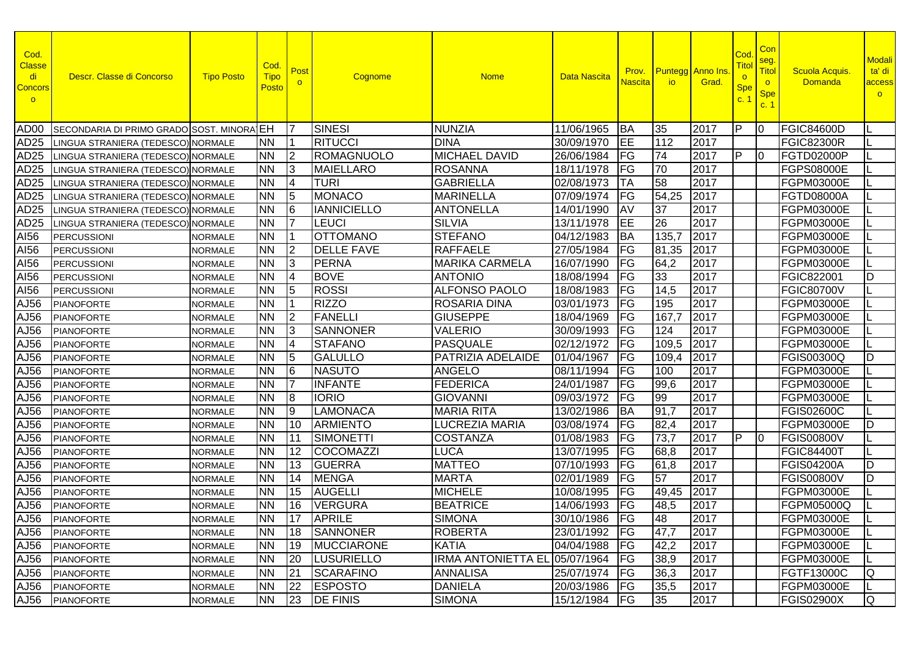| Cod. Classe di Concorso | Descr. Classe di Concorso | Tipo Posto | Cod. Tipo Posto | Posto | Cognome | Nome | Data Nascita | Prov. Nascita | Punteggio | Anno Ins. Grad. | Cod. Titolo Spec. 1 | Con seg. Titolo Spec. 1 | Scuola Acquis. Domanda | Modalità di accesso |
|---|---|---|---|---|---|---|---|---|---|---|---|---|---|---|
| AD00 | SECONDARIA DI PRIMO GRADO | SOST. MINORAT | EH | 7 | SINESI | NUNZIA | 11/06/1965 | BA | 35 | 2017 | P | 0 | FGIC84600D | L |
| AD25 | LINGUA STRANIERA (TEDESCO) | NORMALE | NN | 1 | RITUCCI | DINA | 30/09/1970 | EE | 112 | 2017 | | | FGIC82300R | L |
| AD25 | LINGUA STRANIERA (TEDESCO) | NORMALE | NN | 2 | ROMAGNUOLO | MICHAEL DAVID | 26/06/1984 | FG | 74 | 2017 | P | 0 | FGTD02000P | L |
| AD25 | LINGUA STRANIERA (TEDESCO) | NORMALE | NN | 3 | MAIELLARO | ROSANNA | 18/11/1978 | FG | 70 | 2017 | | | FGPS08000E | L |
| AD25 | LINGUA STRANIERA (TEDESCO) | NORMALE | NN | 4 | TURI | GABRIELLA | 02/08/1973 | TA | 58 | 2017 | | | FGPM03000E | L |
| AD25 | LINGUA STRANIERA (TEDESCO) | NORMALE | NN | 5 | MONACO | MARINELLA | 07/09/1974 | FG | 54,25 | 2017 | | | FGTD08000A | L |
| AD25 | LINGUA STRANIERA (TEDESCO) | NORMALE | NN | 6 | IANNICIELLO | ANTONELLA | 14/01/1990 | AV | 37 | 2017 | | | FGPM03000E | L |
| AD25 | LINGUA STRANIERA (TEDESCO) | NORMALE | NN | 7 | LEUCI | SILVIA | 13/11/1978 | EE | 26 | 2017 | | | FGPM03000E | L |
| AI56 | PERCUSSIONI | NORMALE | NN | 1 | OTTOMANO | STEFANO | 04/12/1983 | BA | 135,7 | 2017 | | | FGPM03000E | L |
| AI56 | PERCUSSIONI | NORMALE | NN | 2 | DELLE FAVE | RAFFAELE | 27/05/1984 | FG | 81,35 | 2017 | | | FGPM03000E | L |
| AI56 | PERCUSSIONI | NORMALE | NN | 3 | PERNA | MARIKA CARMELA | 16/07/1990 | FG | 64,2 | 2017 | | | FGPM03000E | L |
| AI56 | PERCUSSIONI | NORMALE | NN | 4 | BOVE | ANTONIO | 18/08/1994 | FG | 33 | 2017 | | | FGIC822001 | D |
| AI56 | PERCUSSIONI | NORMALE | NN | 5 | ROSSI | ALFONSO PAOLO | 18/08/1983 | FG | 14,5 | 2017 | | | FGIC80700V | L |
| AJ56 | PIANOFORTE | NORMALE | NN | 1 | RIZZO | ROSARIA DINA | 03/01/1973 | FG | 195 | 2017 | | | FGPM03000E | L |
| AJ56 | PIANOFORTE | NORMALE | NN | 2 | FANELLI | GIUSEPPE | 18/04/1969 | FG | 167,7 | 2017 | | | FGPM03000E | L |
| AJ56 | PIANOFORTE | NORMALE | NN | 3 | SANNONER | VALERIO | 30/09/1993 | FG | 124 | 2017 | | | FGPM03000E | L |
| AJ56 | PIANOFORTE | NORMALE | NN | 4 | STAFANO | PASQUALE | 02/12/1972 | FG | 109,5 | 2017 | | | FGPM03000E | L |
| AJ56 | PIANOFORTE | NORMALE | NN | 5 | GALULLO | PATRIZIA ADELAIDE | 01/04/1967 | FG | 109,4 | 2017 | | | FGIS00300Q | D |
| AJ56 | PIANOFORTE | NORMALE | NN | 6 | NASUTO | ANGELO | 08/11/1994 | FG | 100 | 2017 | | | FGPM03000E | L |
| AJ56 | PIANOFORTE | NORMALE | NN | 7 | INFANTE | FEDERICA | 24/01/1987 | FG | 99,6 | 2017 | | | FGPM03000E | L |
| AJ56 | PIANOFORTE | NORMALE | NN | 8 | IORIO | GIOVANNI | 09/03/1972 | FG | 99 | 2017 | | | FGPM03000E | L |
| AJ56 | PIANOFORTE | NORMALE | NN | 9 | LAMONACA | MARIA RITA | 13/02/1986 | BA | 91,7 | 2017 | | | FGIS02600C | L |
| AJ56 | PIANOFORTE | NORMALE | NN | 10 | ARMIENTO | LUCREZIA MARIA | 03/08/1974 | FG | 82,4 | 2017 | | | FGPM03000E | D |
| AJ56 | PIANOFORTE | NORMALE | NN | 11 | SIMONETTI | COSTANZA | 01/08/1983 | FG | 73,7 | 2017 | P | 0 | FGIS00800V | L |
| AJ56 | PIANOFORTE | NORMALE | NN | 12 | COCOMAZZI | LUCA | 13/07/1995 | FG | 68,8 | 2017 | | | FGIC84400T | L |
| AJ56 | PIANOFORTE | NORMALE | NN | 13 | GUERRA | MATTEO | 07/10/1993 | FG | 61,8 | 2017 | | | FGIS04200A | D |
| AJ56 | PIANOFORTE | NORMALE | NN | 14 | MENGA | MARTA | 02/01/1989 | FG | 57 | 2017 | | | FGIS00800V | D |
| AJ56 | PIANOFORTE | NORMALE | NN | 15 | AUGELLI | MICHELE | 10/08/1995 | FG | 49,45 | 2017 | | | FGPM03000E | L |
| AJ56 | PIANOFORTE | NORMALE | NN | 16 | VERGURA | BEATRICE | 14/06/1993 | FG | 48,5 | 2017 | | | FGPM05000Q | L |
| AJ56 | PIANOFORTE | NORMALE | NN | 17 | APRILE | SIMONA | 30/10/1986 | FG | 48 | 2017 | | | FGPM03000E | L |
| AJ56 | PIANOFORTE | NORMALE | NN | 18 | SANNONER | ROBERTA | 23/01/1992 | FG | 47,7 | 2017 | | | FGPM03000E | L |
| AJ56 | PIANOFORTE | NORMALE | NN | 19 | MUCCIARONE | KATIA | 04/04/1988 | FG | 42,2 | 2017 | | | FGPM03000E | L |
| AJ56 | PIANOFORTE | NORMALE | NN | 20 | LUSURIELLO | IRMA ANTONIETTA EL | 05/07/1964 | FG | 38,9 | 2017 | | | FGPM03000E | L |
| AJ56 | PIANOFORTE | NORMALE | NN | 21 | SCARAFINO | ANNALISA | 25/07/1974 | FG | 36,3 | 2017 | | | FGTF13000C | Q |
| AJ56 | PIANOFORTE | NORMALE | NN | 22 | ESPOSTO | DANIELA | 20/03/1986 | FG | 35,5 | 2017 | | | FGPM03000E | L |
| AJ56 | PIANOFORTE | NORMALE | NN | 23 | DE FINIS | SIMONA | 15/12/1984 | FG | 35 | 2017 | | | FGIS02900X | Q |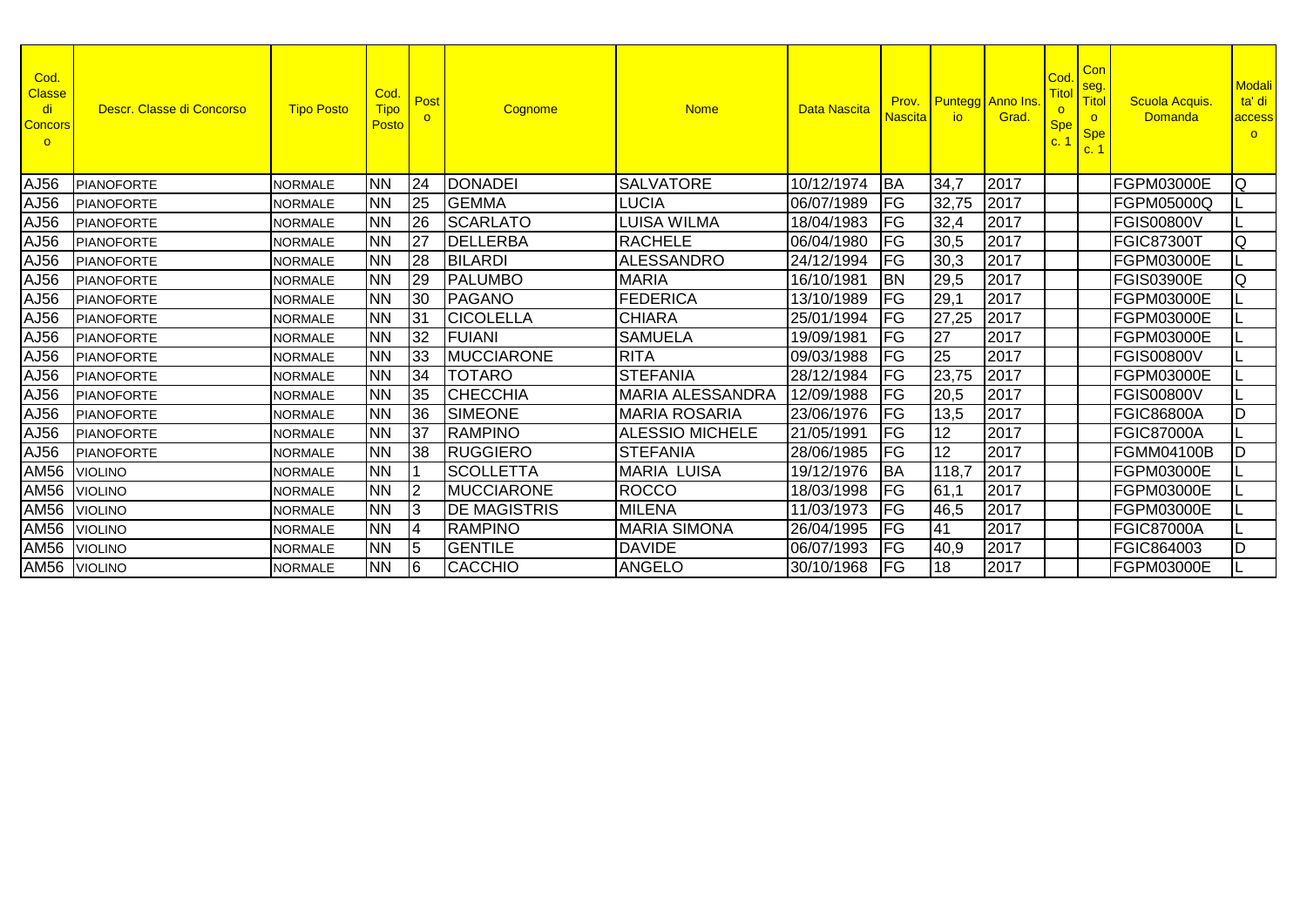| Cod. Classe di Concorso | Descr. Classe di Concorso | Tipo Posto | Cod. Tipo Posto | Posto | Cognome | Nome | Data Nascita | Prov. Nascita | Punteggio | Anno Ins. Grad. | Cod. Titolo Spec. 1 | Con seg. Titolo Spec. 1 | Scuola Acquis. Domanda | Modalita' di accesso |
|---|---|---|---|---|---|---|---|---|---|---|---|---|---|---|
| AJ56 | PIANOFORTE | NORMALE | NN | 24 | DONADEI | SALVATORE | 10/12/1974 | BA | 34,7 | 2017 | | | FGPM03000E | Q |
| AJ56 | PIANOFORTE | NORMALE | NN | 25 | GEMMA | LUCIA | 06/07/1989 | FG | 32,75 | 2017 | | | FGPM05000Q | L |
| AJ56 | PIANOFORTE | NORMALE | NN | 26 | SCARLATO | LUISA WILMA | 18/04/1983 | FG | 32,4 | 2017 | | | FGIS00800V | L |
| AJ56 | PIANOFORTE | NORMALE | NN | 27 | DELLERBA | RACHELE | 06/04/1980 | FG | 30,5 | 2017 | | | FGIC87300T | Q |
| AJ56 | PIANOFORTE | NORMALE | NN | 28 | BILARDI | ALESSANDRO | 24/12/1994 | FG | 30,3 | 2017 | | | FGPM03000E | L |
| AJ56 | PIANOFORTE | NORMALE | NN | 29 | PALUMBO | MARIA | 16/10/1981 | BN | 29,5 | 2017 | | | FGIS03900E | Q |
| AJ56 | PIANOFORTE | NORMALE | NN | 30 | PAGANO | FEDERICA | 13/10/1989 | FG | 29,1 | 2017 | | | FGPM03000E | L |
| AJ56 | PIANOFORTE | NORMALE | NN | 31 | CICOLELLA | CHIARA | 25/01/1994 | FG | 27,25 | 2017 | | | FGPM03000E | L |
| AJ56 | PIANOFORTE | NORMALE | NN | 32 | FUIANI | SAMUELA | 19/09/1981 | FG | 27 | 2017 | | | FGPM03000E | L |
| AJ56 | PIANOFORTE | NORMALE | NN | 33 | MUCCIARONE | RITA | 09/03/1988 | FG | 25 | 2017 | | | FGIS00800V | L |
| AJ56 | PIANOFORTE | NORMALE | NN | 34 | TOTARO | STEFANIA | 28/12/1984 | FG | 23,75 | 2017 | | | FGPM03000E | L |
| AJ56 | PIANOFORTE | NORMALE | NN | 35 | CHECCHIA | MARIA ALESSANDRA | 12/09/1988 | FG | 20,5 | 2017 | | | FGIS00800V | L |
| AJ56 | PIANOFORTE | NORMALE | NN | 36 | SIMEONE | MARIA ROSARIA | 23/06/1976 | FG | 13,5 | 2017 | | | FGIC86800A | D |
| AJ56 | PIANOFORTE | NORMALE | NN | 37 | RAMPINO | ALESSIO MICHELE | 21/05/1991 | FG | 12 | 2017 | | | FGIC87000A | L |
| AJ56 | PIANOFORTE | NORMALE | NN | 38 | RUGGIERO | STEFANIA | 28/06/1985 | FG | 12 | 2017 | | | FGMM04100B | D |
| AM56 | VIOLINO | NORMALE | NN | 1 | SCOLLETTA | MARIA LUISA | 19/12/1976 | BA | 118,7 | 2017 | | | FGPM03000E | L |
| AM56 | VIOLINO | NORMALE | NN | 2 | MUCCIARONE | ROCCO | 18/03/1998 | FG | 61,1 | 2017 | | | FGPM03000E | L |
| AM56 | VIOLINO | NORMALE | NN | 3 | DE MAGISTRIS | MILENA | 11/03/1973 | FG | 46,5 | 2017 | | | FGPM03000E | L |
| AM56 | VIOLINO | NORMALE | NN | 4 | RAMPINO | MARIA SIMONA | 26/04/1995 | FG | 41 | 2017 | | | FGIC87000A | L |
| AM56 | VIOLINO | NORMALE | NN | 5 | GENTILE | DAVIDE | 06/07/1993 | FG | 40,9 | 2017 | | | FGIC864003 | D |
| AM56 | VIOLINO | NORMALE | NN | 6 | CACCHIO | ANGELO | 30/10/1968 | FG | 18 | 2017 | | | FGPM03000E | L |